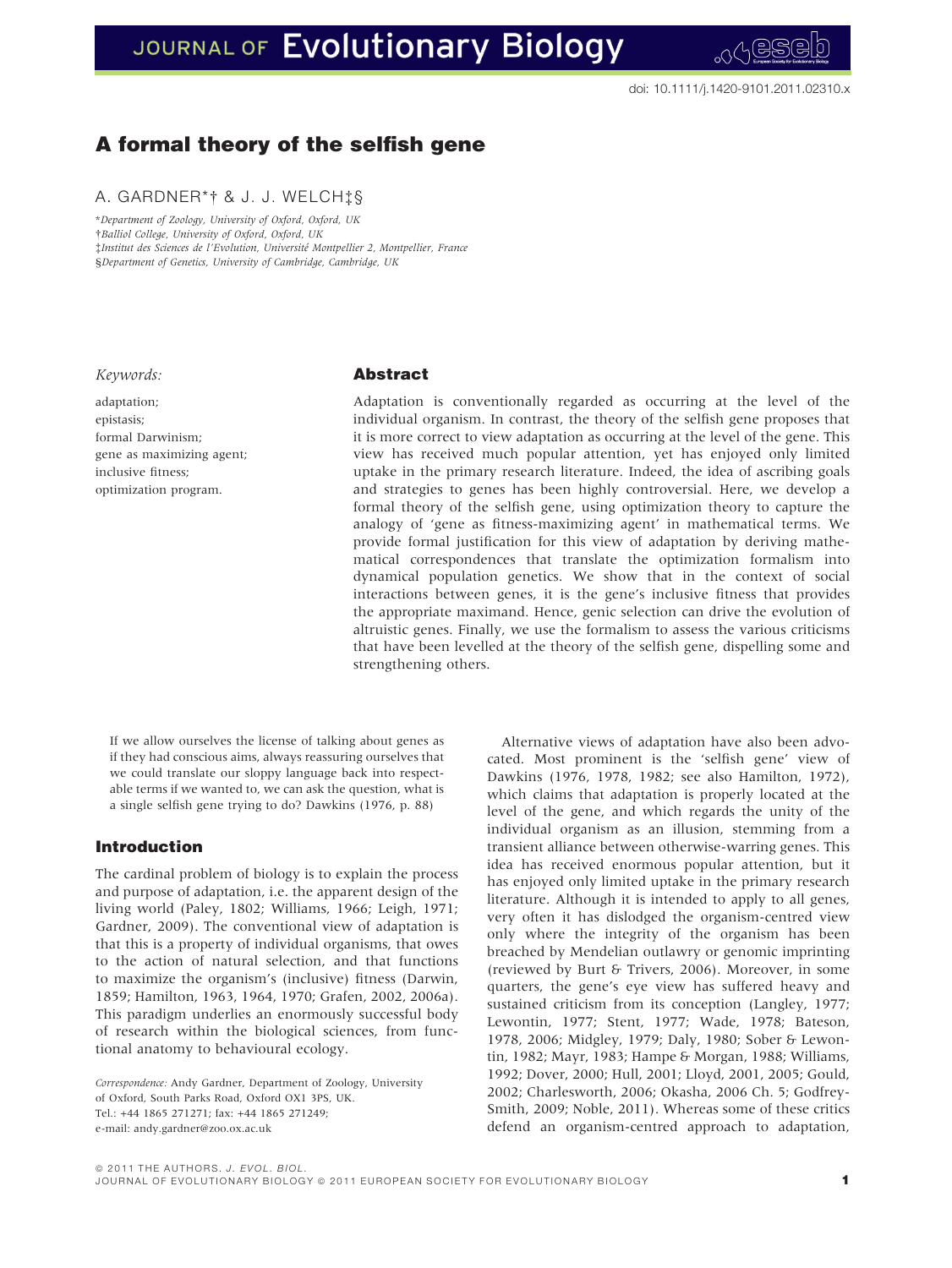doi: 10.1111/j.1420-9101.2011.02310.x

# A formal theory of the selfish gene

A. GARDNER*† & J. J. WELCH‡§

*Department of Zoology, University of Oxford, Oxford, UK
†Balliol College, University of Oxford, Oxford, UK
‡Institut des Sciences de l'Evolution, Université Montpellier 2, Montpellier, France
§Department of Genetics, University of Cambridge, Cambridge, UK

*Keywords:*

adaptation;
epistasis;
formal Darwinism;
gene as maximizing agent;
inclusive fitness;
optimization program.

## Abstract

Adaptation is conventionally regarded as occurring at the level of the individual organism. In contrast, the theory of the selfish gene proposes that it is more correct to view adaptation as occurring at the level of the gene. This view has received much popular attention, yet has enjoyed only limited uptake in the primary research literature. Indeed, the idea of ascribing goals and strategies to genes has been highly controversial. Here, we develop a formal theory of the selfish gene, using optimization theory to capture the analogy of 'gene as fitness-maximizing agent' in mathematical terms. We provide formal justification for this view of adaptation by deriving mathematical correspondences that translate the optimization formalism into dynamical population genetics. We show that in the context of social interactions between genes, it is the gene's inclusive fitness that provides the appropriate maximand. Hence, genic selection can drive the evolution of altruistic genes. Finally, we use the formalism to assess the various criticisms that have been levelled at the theory of the selfish gene, dispelling some and strengthening others.

> If we allow ourselves the license of talking about genes as if they had conscious aims, always reassuring ourselves that we could translate our sloppy language back into respectable terms if we wanted to, we can ask the question, what is a single selfish gene trying to do? Dawkins (1976, p. 88)

## Introduction

The cardinal problem of biology is to explain the process and purpose of adaptation, i.e. the apparent design of the living world (Paley, 1802; Williams, 1966; Leigh, 1971; Gardner, 2009). The conventional view of adaptation is that this is a property of individual organisms, that owes to the action of natural selection, and that functions to maximize the organism's (inclusive) fitness (Darwin, 1859; Hamilton, 1963, 1964, 1970; Grafen, 2002, 2006a). This paradigm underlies an enormously successful body of research within the biological sciences, from functional anatomy to behavioural ecology.

Alternative views of adaptation have also been advocated. Most prominent is the 'selfish gene' view of Dawkins (1976, 1978, 1982; see also Hamilton, 1972), which claims that adaptation is properly located at the level of the gene, and which regards the unity of the individual organism as an illusion, stemming from a transient alliance between otherwise-warring genes. This idea has received enormous popular attention, but it has enjoyed only limited uptake in the primary research literature. Although it is intended to apply to all genes, very often it has dislodged the organism-centred view only where the integrity of the organism has been breached by Mendelian outlawry or genomic imprinting (reviewed by Burt & Trivers, 2006). Moreover, in some quarters, the gene's eye view has suffered heavy and sustained criticism from its conception (Langley, 1977; Lewontin, 1977; Stent, 1977; Wade, 1978; Bateson, 1978, 2006; Midgley, 1979; Daly, 1980; Sober & Lewontin, 1982; Mayr, 1983; Hampe & Morgan, 1988; Williams, 1992; Dover, 2000; Hull, 2001; Lloyd, 2001, 2005; Gould, 2002; Charlesworth, 2006; Okasha, 2006 Ch. 5; Godfrey-Smith, 2009; Noble, 2011). Whereas some of these critics defend an organism-centred approach to adaptation,

*Correspondence:* Andy Gardner, Department of Zoology, University of Oxford, South Parks Road, Oxford OX1 3PS, UK.
Tel.: +44 1865 271271; fax: +44 1865 271249;
e-mail: andy.gardner@zoo.ox.ac.uk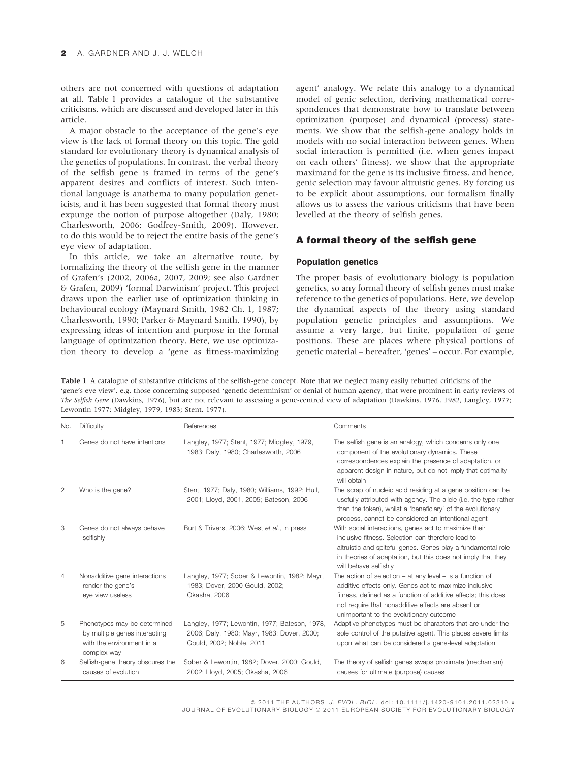others are not concerned with questions of adaptation at all. Table 1 provides a catalogue of the substantive criticisms, which are discussed and developed later in this article.

A major obstacle to the acceptance of the gene's eye view is the lack of formal theory on this topic. The gold standard for evolutionary theory is dynamical analysis of the genetics of populations. In contrast, the verbal theory of the selfish gene is framed in terms of the gene's apparent desires and conflicts of interest. Such intentional language is anathema to many population geneticists, and it has been suggested that formal theory must expunge the notion of purpose altogether (Daly, 1980; Charlesworth, 2006; Godfrey-Smith, 2009). However, to do this would be to reject the entire basis of the gene's eye view of adaptation.

In this article, we take an alternative route, by formalizing the theory of the selfish gene in the manner of Grafen's (2002, 2006a, 2007, 2009; see also Gardner & Grafen, 2009) 'formal Darwinism' project. This project draws upon the earlier use of optimization thinking in behavioural ecology (Maynard Smith, 1982 Ch. 1, 1987; Charlesworth, 1990; Parker & Maynard Smith, 1990), by expressing ideas of intention and purpose in the formal language of optimization theory. Here, we use optimization theory to develop a 'gene as fitness-maximizing agent' analogy. We relate this analogy to a dynamical model of genic selection, deriving mathematical correspondences that demonstrate how to translate between optimization (purpose) and dynamical (process) statements. We show that the selfish-gene analogy holds in models with no social interaction between genes. When social interaction is permitted (i.e. when genes impact on each others' fitness), we show that the appropriate maximand for the gene is its inclusive fitness, and hence, genic selection may favour altruistic genes. By forcing us to be explicit about assumptions, our formalism finally allows us to assess the various criticisms that have been levelled at the theory of selfish genes.

## A formal theory of the selfish gene

### Population genetics

The proper basis of evolutionary biology is population genetics, so any formal theory of selfish genes must make reference to the genetics of populations. Here, we develop the dynamical aspects of the theory using standard population genetic principles and assumptions. We assume a very large, but finite, population of gene positions. These are places where physical portions of genetic material – hereafter, 'genes' – occur. For example,

**Table 1** A catalogue of substantive criticisms of the selfish-gene concept. Note that we neglect many easily rebutted criticisms of the 'gene's eye view', e.g. those concerning supposed 'genetic determinism' or denial of human agency, that were prominent in early reviews of *The Selfish Gene* (Dawkins, 1976), but are not relevant to assessing a gene-centred view of adaptation (Dawkins, 1976, 1982, Langley, 1977; Lewontin 1977; Midgley, 1979, 1983; Stent, 1977).

| No. | Difficulty | References | Comments |
|---|---|---|---|
| 1 | Genes do not have intentions | Langley, 1977; Stent, 1977; Midgley, 1979, 1983; Daly, 1980; Charlesworth, 2006 | The selfish gene is an analogy, which concerns only one component of the evolutionary dynamics. These correspondences explain the presence of adaptation, or apparent design in nature, but do not imply that optimality will obtain |
| 2 | Who is the gene? | Stent, 1977; Daly, 1980; Williams, 1992; Hull, 2001; Lloyd, 2001, 2005; Bateson, 2006 | The scrap of nucleic acid residing at a gene position can be usefully attributed with agency. The allele (i.e. the type rather than the token), whilst a 'beneficiary' of the evolutionary process, cannot be considered an intentional agent |
| 3 | Genes do not always behave selfishly | Burt & Trivers, 2006; West *et al.*, in press | With social interactions, genes act to maximize their inclusive fitness. Selection can therefore lead to altruistic and spiteful genes. Genes play a fundamental role in theories of adaptation, but this does not imply that they will behave selfishly |
| 4 | Nonadditive gene interactions render the gene's eye view useless | Langley, 1977; Sober & Lewontin, 1982; Mayr, 1983; Dover, 2000 Gould, 2002; Okasha, 2006 | The action of selection – at any level – is a function of additive effects only. Genes act to maximize inclusive fitness, defined as a function of additive effects; this does not require that nonadditive effects are absent or unimportant to the evolutionary outcome |
| 5 | Phenotypes may be determined by multiple genes interacting with the environment in a complex way | Langley, 1977; Lewontin, 1977; Bateson, 1978, 2006; Daly, 1980; Mayr, 1983; Dover, 2000; Gould, 2002; Noble, 2011 | Adaptive phenotypes must be characters that are under the sole control of the putative agent. This places severe limits upon what can be considered a gene-level adaptation |
| 6 | Selfish-gene theory obscures the causes of evolution | Sober & Lewontin, 1982; Dover, 2000; Gould, 2002; Lloyd, 2005; Okasha, 2006 | The theory of selfish genes swaps proximate (mechanism) causes for ultimate (purpose) causes |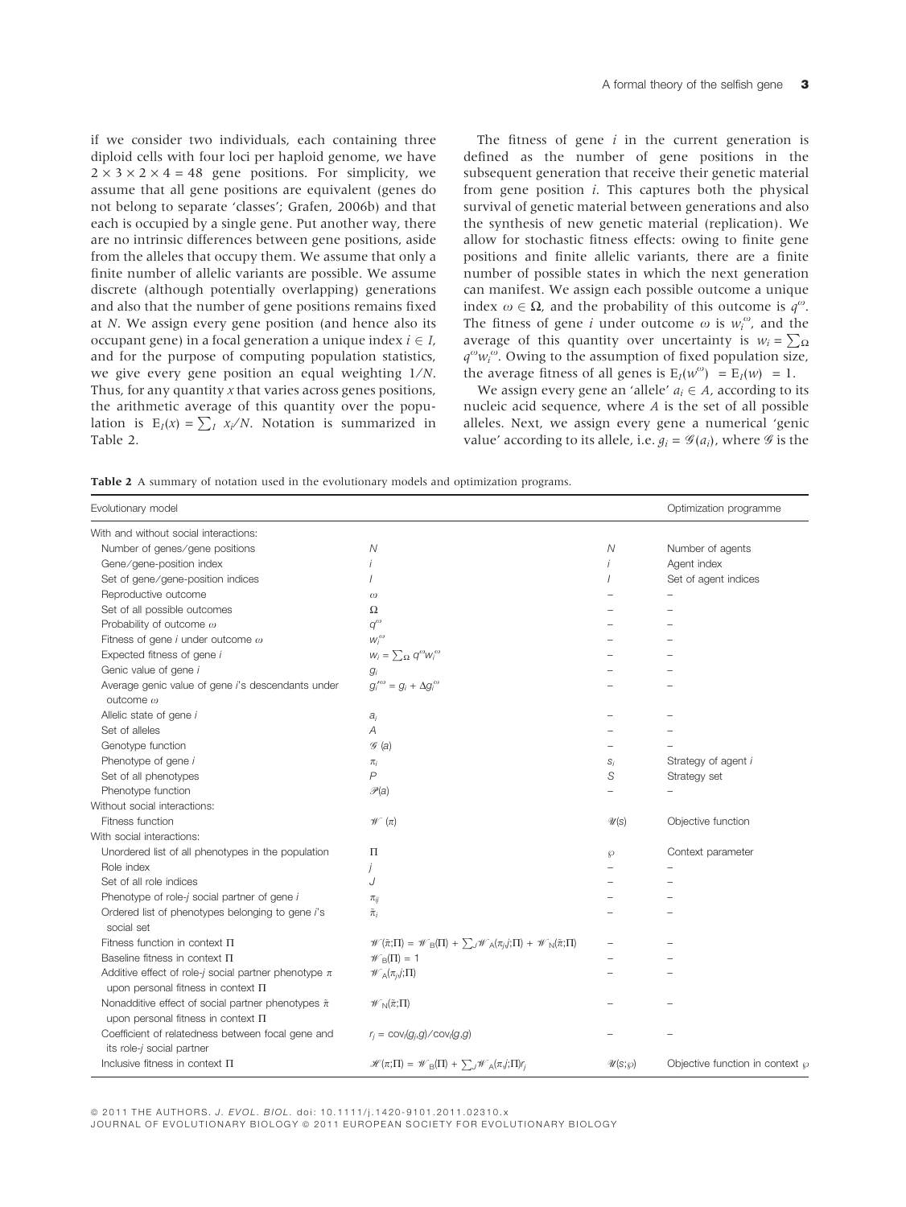if we consider two individuals, each containing three diploid cells with four loci per haploid genome, we have $2 \times 3 \times 2 \times 4 = 48$ gene positions. For simplicity, we assume that all gene positions are equivalent (genes do not belong to separate 'classes'; Grafen, 2006b) and that each is occupied by a single gene. Put another way, there are no intrinsic differences between gene positions, aside from the alleles that occupy them. We assume that only a finite number of allelic variants are possible. We assume discrete (although potentially overlapping) generations and also that the number of gene positions remains fixed at $N$. We assign every gene position (and hence also its occupant gene) in a focal generation a unique index $i \in I$, and for the purpose of computing population statistics, we give every gene position an equal weighting $1/N$. Thus, for any quantity $x$ that varies across genes positions, the arithmetic average of this quantity over the population is $\mathrm{E}_I(x) = \sum_I x_i/N$. Notation is summarized in Table 2.

The fitness of gene $i$ in the current generation is defined as the number of gene positions in the subsequent generation that receive their genetic material from gene position $i$. This captures both the physical survival of genetic material between generations and also the synthesis of new genetic material (replication). We allow for stochastic fitness effects: owing to finite gene positions and finite allelic variants, there are a finite number of possible states in which the next generation can manifest. We assign each possible outcome a unique index $\omega \in \Omega$, and the probability of this outcome is $q^{\omega}$. The fitness of gene $i$ under outcome $\omega$ is $w_i^{\omega}$, and the average of this quantity over uncertainty is $w_i = \sum_{\Omega} q^{\omega} w_i^{\omega}$. Owing to the assumption of fixed population size, the average fitness of all genes is $\mathrm{E}_I(w^{\omega}) = \mathrm{E}_I(w) = 1$.

We assign every gene an 'allele' $a_i \in A$, according to its nucleic acid sequence, where $A$ is the set of all possible alleles. Next, we assign every gene a numerical 'genic value' according to its allele, i.e. $g_i = \mathcal{G}(a_i)$, where $\mathcal{G}$ is the

**Table 2** A summary of notation used in the evolutionary models and optimization programs.

| Evolutionary model | | | Optimization programme |
|---|---|---|---|
| With and without social interactions: | | | |
| Number of genes/gene positions | $N$ | $N$ | Number of agents |
| Gene/gene-position index | $i$ | $i$ | Agent index |
| Set of gene/gene-position indices | $I$ | $I$ | Set of agent indices |
| Reproductive outcome | $\omega$ | – | – |
| Set of all possible outcomes | $\Omega$ | – | – |
| Probability of outcome $\omega$ | $q^{\omega}$ | – | – |
| Fitness of gene $i$ under outcome $\omega$ | $w_i^{\omega}$ | – | – |
| Expected fitness of gene $i$ | $w_i = \sum_{\Omega} q^{\omega} w_i^{\omega}$ | – | – |
| Genic value of gene $i$ | $g_i$ | – | – |
| Average genic value of gene $i$'s descendants under outcome $\omega$ | $g_i'^{\omega} = g_i + \Delta g_i^{\omega}$ | – | – |
| Allelic state of gene $i$ | $a_i$ | – | – |
| Set of alleles | $A$ | – | – |
| Genotype function | $\mathcal{G}(a)$ | – | – |
| Phenotype of gene $i$ | $\pi_i$ | $s_i$ | Strategy of agent $i$ |
| Set of all phenotypes | $P$ | $S$ | Strategy set |
| Phenotype function | $\mathcal{P}(a)$ | – | – |
| Without social interactions: | | | |
| Fitness function | $\mathcal{W}(\pi)$ | $\mathcal{U}(s)$ | Objective function |
| With social interactions: | | | |
| Unordered list of all phenotypes in the population | $\Pi$ | $\wp$ | Context parameter |
| Role index | $j$ | – | – |
| Set of all role indices | $J$ | – | – |
| Phenotype of role-$j$ social partner of gene $i$ | $\pi_{ij}$ | – | – |
| Ordered list of phenotypes belonging to gene $i$'s social set | $\tilde{\pi}_i$ | – | – |
| Fitness function in context $\Pi$ | $\mathcal{W}(\tilde{\pi};\Pi) = \mathcal{W}_{\mathrm{B}}(\Pi) + \sum_J \mathcal{W}_{\mathrm{A}}(\pi_j,j;\Pi) + \mathcal{W}_{\mathrm{N}}(\tilde{\pi};\Pi)$ | – | – |
| Baseline fitness in context $\Pi$ | $\mathcal{W}_{\mathrm{B}}(\Pi) = 1$ | – | – |
| Additive effect of role-$j$ social partner phenotype $\pi$ upon personal fitness in context $\Pi$ | $\mathcal{W}_{\mathrm{A}}(\pi_j,j;\Pi)$ | – | – |
| Nonadditive effect of social partner phenotypes $\tilde{\pi}$ upon personal fitness in context $\Pi$ | $\mathcal{W}_{\mathrm{N}}(\tilde{\pi};\Pi)$ | – | – |
| Coefficient of relatedness between focal gene and its role-$j$ social partner | $r_j = \mathrm{cov}_I(g_j,g)/\mathrm{cov}_I(g,g)$ | – | – |
| Inclusive fitness in context $\Pi$ | $\mathcal{H}(\pi;\Pi) = \mathcal{W}_{\mathrm{B}}(\Pi) + \sum_J \mathcal{W}_{\mathrm{A}}(\pi,j;\Pi) r_j$ | $\mathcal{U}(s;\wp)$ | Objective function in context $\wp$ |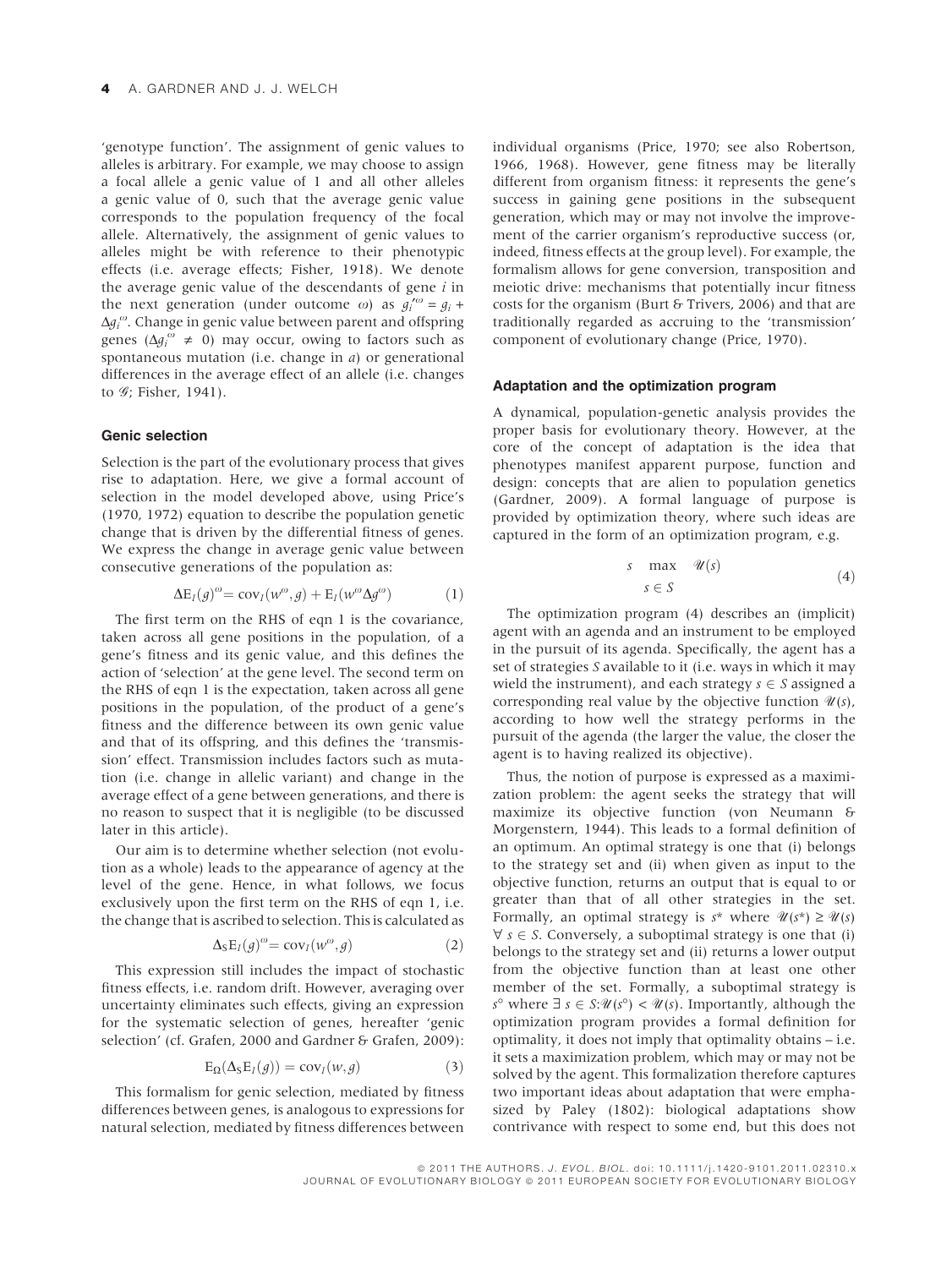'genotype function'. The assignment of genic values to alleles is arbitrary. For example, we may choose to assign a focal allele a genic value of 1 and all other alleles a genic value of 0, such that the average genic value corresponds to the population frequency of the focal allele. Alternatively, the assignment of genic values to alleles might be with reference to their phenotypic effects (i.e. average effects; Fisher, 1918). We denote the average genic value of the descendants of gene $i$ in the next generation (under outcome $\omega$) as $g_i'^{\omega} = g_i + \Delta g_i^{\omega}$. Change in genic value between parent and offspring genes ($\Delta g_i^{\omega} \neq 0$) may occur, owing to factors such as spontaneous mutation (i.e. change in $a$) or generational differences in the average effect of an allele (i.e. changes to $\mathscr{G}$; Fisher, 1941).

### Genic selection

Selection is the part of the evolutionary process that gives rise to adaptation. Here, we give a formal account of selection in the model developed above, using Price's (1970, 1972) equation to describe the population genetic change that is driven by the differential fitness of genes. We express the change in average genic value between consecutive generations of the population as:

$$\Delta \mathrm{E}_I(g)^{\omega} = \mathrm{cov}_I(w^{\omega}, g) + \mathrm{E}_I(w^{\omega}\Delta g^{\omega}) \tag{1}$$

The first term on the RHS of eqn 1 is the covariance, taken across all gene positions in the population, of a gene's fitness and its genic value, and this defines the action of 'selection' at the gene level. The second term on the RHS of eqn 1 is the expectation, taken across all gene positions in the population, of the product of a gene's fitness and the difference between its own genic value and that of its offspring, and this defines the 'transmission' effect. Transmission includes factors such as mutation (i.e. change in allelic variant) and change in the average effect of a gene between generations, and there is no reason to suspect that it is negligible (to be discussed later in this article).

Our aim is to determine whether selection (not evolution as a whole) leads to the appearance of agency at the level of the gene. Hence, in what follows, we focus exclusively upon the first term on the RHS of eqn 1, i.e. the change that is ascribed to selection. This is calculated as

$$\Delta_S \mathrm{E}_I(g)^{\omega} = \mathrm{cov}_I(w^{\omega}, g) \tag{2}$$

This expression still includes the impact of stochastic fitness effects, i.e. random drift. However, averaging over uncertainty eliminates such effects, giving an expression for the systematic selection of genes, hereafter 'genic selection' (cf. Grafen, 2000 and Gardner & Grafen, 2009):

$$\mathrm{E}_{\Omega}(\Delta_S \mathrm{E}_I(g)) = \mathrm{cov}_I(w, g) \tag{3}$$

This formalism for genic selection, mediated by fitness differences between genes, is analogous to expressions for natural selection, mediated by fitness differences between individual organisms (Price, 1970; see also Robertson, 1966, 1968). However, gene fitness may be literally different from organism fitness: it represents the gene's success in gaining gene positions in the subsequent generation, which may or may not involve the improvement of the carrier organism's reproductive success (or, indeed, fitness effects at the group level). For example, the formalism allows for gene conversion, transposition and meiotic drive: mechanisms that potentially incur fitness costs for the organism (Burt & Trivers, 2006) and that are traditionally regarded as accruing to the 'transmission' component of evolutionary change (Price, 1970).

### Adaptation and the optimization program

A dynamical, population-genetic analysis provides the proper basis for evolutionary theory. However, at the core of the concept of adaptation is the idea that phenotypes manifest apparent purpose, function and design: concepts that are alien to population genetics (Gardner, 2009). A formal language of purpose is provided by optimization theory, where such ideas are captured in the form of an optimization program, e.g.

$$\begin{array}{cc} s & \max \quad \mathscr{U}(s) \\ s \in S & \end{array} \tag{4}$$

The optimization program (4) describes an (implicit) agent with an agenda and an instrument to be employed in the pursuit of its agenda. Specifically, the agent has a set of strategies $S$ available to it (i.e. ways in which it may wield the instrument), and each strategy $s \in S$ assigned a corresponding real value by the objective function $\mathscr{U}(s)$, according to how well the strategy performs in the pursuit of the agenda (the larger the value, the closer the agent is to having realized its objective).

Thus, the notion of purpose is expressed as a maximization problem: the agent seeks the strategy that will maximize its objective function (von Neumann & Morgenstern, 1944). This leads to a formal definition of an optimum. An optimal strategy is one that (i) belongs to the strategy set and (ii) when given as input to the objective function, returns an output that is equal to or greater than that of all other strategies in the set. Formally, an optimal strategy is $s^*$ where $\mathscr{U}(s^*) \geq \mathscr{U}(s)$ $\forall\, s \in S$. Conversely, a suboptimal strategy is one that (i) belongs to the strategy set and (ii) returns a lower output from the objective function than at least one other member of the set. Formally, a suboptimal strategy is $s^{\circ}$ where $\exists\, s \in S{:}\mathscr{U}(s^{\circ}) < \mathscr{U}(s)$. Importantly, although the optimization program provides a formal definition for optimality, it does not imply that optimality obtains – i.e. it sets a maximization problem, which may or may not be solved by the agent. This formalization therefore captures two important ideas about adaptation that were emphasized by Paley (1802): biological adaptations show contrivance with respect to some end, but this does not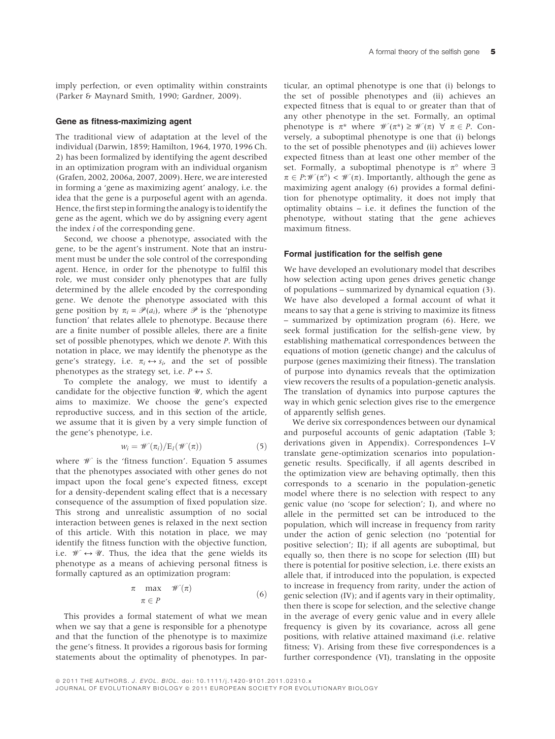imply perfection, or even optimality within constraints (Parker & Maynard Smith, 1990; Gardner, 2009).

### Gene as fitness-maximizing agent

The traditional view of adaptation at the level of the individual (Darwin, 1859; Hamilton, 1964, 1970, 1996 Ch. 2) has been formalized by identifying the agent described in an optimization program with an individual organism (Grafen, 2002, 2006a, 2007, 2009). Here, we are interested in forming a 'gene as maximizing agent' analogy, i.e. the idea that the gene is a purposeful agent with an agenda. Hence, the first step in forming the analogy is to identify the gene as the agent, which we do by assigning every agent the index $i$ of the corresponding gene.

Second, we choose a phenotype, associated with the gene, to be the agent's instrument. Note that an instrument must be under the sole control of the corresponding agent. Hence, in order for the phenotype to fulfil this role, we must consider only phenotypes that are fully determined by the allele encoded by the corresponding gene. We denote the phenotype associated with this gene position by $\pi_i = \mathscr{P}(a_i)$, where $\mathscr{P}$ is the 'phenotype function' that relates allele to phenotype. Because there are a finite number of possible alleles, there are a finite set of possible phenotypes, which we denote $P$. With this notation in place, we may identify the phenotype as the gene's strategy, i.e. $\pi_i \leftrightarrow s_i$, and the set of possible phenotypes as the strategy set, i.e. $P \leftrightarrow S$.

To complete the analogy, we must to identify a candidate for the objective function $\mathscr{U}$, which the agent aims to maximize. We choose the gene's expected reproductive success, and in this section of the article, we assume that it is given by a very simple function of the gene's phenotype, i.e.

$$w_i = \mathscr{W}(\pi_i)/\mathrm{E}_I(\mathscr{W}(\pi)) \tag{5}$$

where $\mathscr{W}$ is the 'fitness function'. Equation 5 assumes that the phenotypes associated with other genes do not impact upon the focal gene's expected fitness, except for a density-dependent scaling effect that is a necessary consequence of the assumption of fixed population size. This strong and unrealistic assumption of no social interaction between genes is relaxed in the next section of this article. With this notation in place, we may identify the fitness function with the objective function, i.e. $\mathscr{W} \leftrightarrow \mathscr{U}$. Thus, the idea that the gene wields its phenotype as a means of achieving personal fitness is formally captured as an optimization program:

$$\pi \quad \max_{\pi \in P} \quad \mathscr{W}(\pi) \tag{6}$$

This provides a formal statement of what we mean when we say that a gene is responsible for a phenotype and that the function of the phenotype is to maximize the gene's fitness. It provides a rigorous basis for forming statements about the optimality of phenotypes. In particular, an optimal phenotype is one that (i) belongs to the set of possible phenotypes and (ii) achieves an expected fitness that is equal to or greater than that of any other phenotype in the set. Formally, an optimal phenotype is $\pi^*$ where $\mathscr{W}(\pi^*) \geq \mathscr{W}(\pi) \;\; \forall \;\; \pi \in P$. Conversely, a suboptimal phenotype is one that (i) belongs to the set of possible phenotypes and (ii) achieves lower expected fitness than at least one other member of the set. Formally, a suboptimal phenotype is $\pi^\circ$ where $\exists$ $\pi \in P{:}\mathscr{W}(\pi^\circ) < \mathscr{W}(\pi)$. Importantly, although the gene as maximizing agent analogy (6) provides a formal definition for phenotype optimality, it does not imply that optimality obtains – i.e. it defines the function of the phenotype, without stating that the gene achieves maximum fitness.

### Formal justification for the selfish gene

We have developed an evolutionary model that describes how selection acting upon genes drives genetic change of populations – summarized by dynamical equation (3). We have also developed a formal account of what it means to say that a gene is striving to maximize its fitness – summarized by optimization program (6). Here, we seek formal justification for the selfish-gene view, by establishing mathematical correspondences between the equations of motion (genetic change) and the calculus of purpose (genes maximizing their fitness). The translation of purpose into dynamics reveals that the optimization view recovers the results of a population-genetic analysis. The translation of dynamics into purpose captures the way in which genic selection gives rise to the emergence of apparently selfish genes.

We derive six correspondences between our dynamical and purposeful accounts of genic adaptation (Table 3; derivations given in Appendix). Correspondences I–V translate gene-optimization scenarios into population-genetic results. Specifically, if all agents described in the optimization view are behaving optimally, then this corresponds to a scenario in the population-genetic model where there is no selection with respect to any genic value (no 'scope for selection'; I), and where no allele in the permitted set can be introduced to the population, which will increase in frequency from rarity under the action of genic selection (no 'potential for positive selection'; II); if all agents are suboptimal, but equally so, then there is no scope for selection (III) but there is potential for positive selection, i.e. there exists an allele that, if introduced into the population, is expected to increase in frequency from rarity, under the action of genic selection (IV); and if agents vary in their optimality, then there is scope for selection, and the selective change in the average of every genic value and in every allele frequency is given by its covariance, across all gene positions, with relative attained maximand (i.e. relative fitness; V). Arising from these five correspondences is a further correspondence (VI), translating in the opposite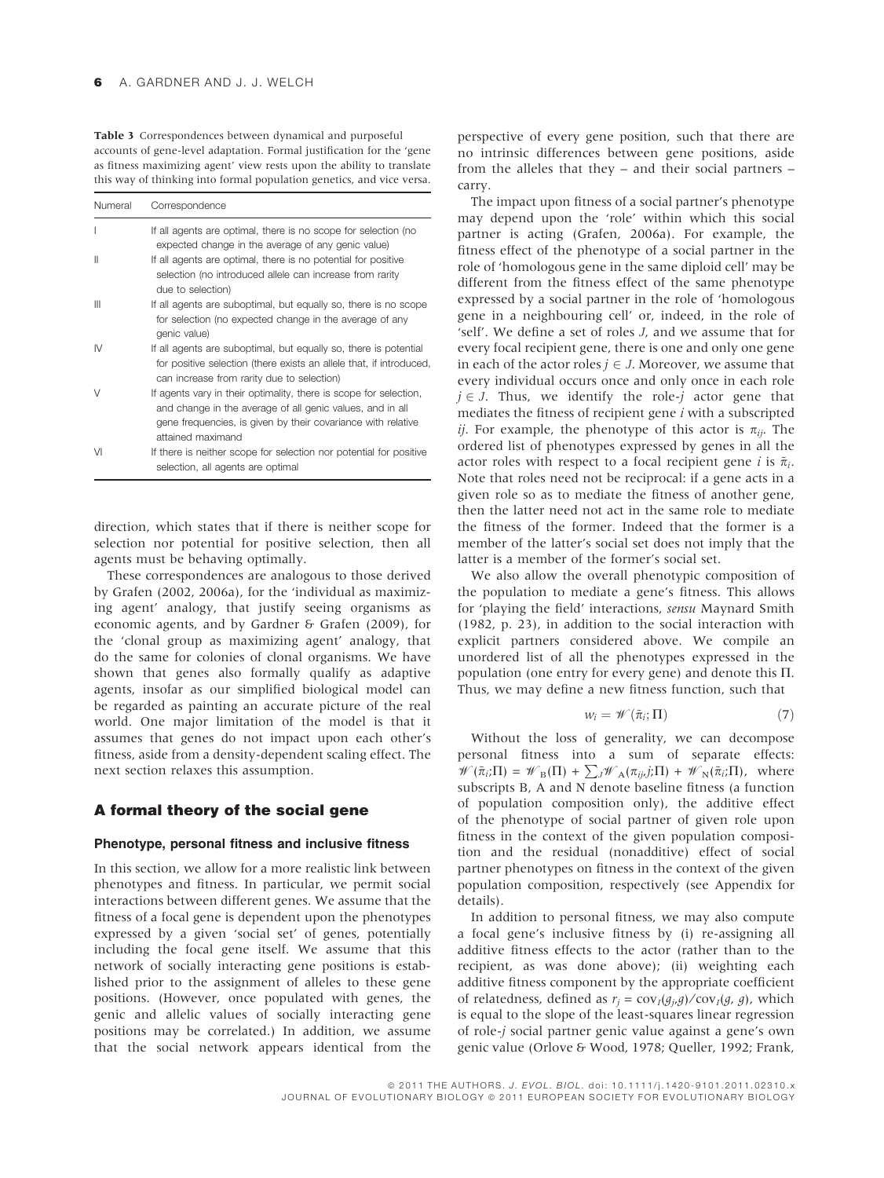**Table 3** Correspondences between dynamical and purposeful accounts of gene-level adaptation. Formal justification for the 'gene as fitness maximizing agent' view rests upon the ability to translate this way of thinking into formal population genetics, and vice versa.

| Numeral | Correspondence |
| --- | --- |
| I | If all agents are optimal, there is no scope for selection (no expected change in the average of any genic value) |
| II | If all agents are optimal, there is no potential for positive selection (no introduced allele can increase from rarity due to selection) |
| III | If all agents are suboptimal, but equally so, there is no scope for selection (no expected change in the average of any genic value) |
| IV | If all agents are suboptimal, but equally so, there is potential for positive selection (there exists an allele that, if introduced, can increase from rarity due to selection) |
| V | If agents vary in their optimality, there is scope for selection, and change in the average of all genic values, and in all gene frequencies, is given by their covariance with relative attained maximand |
| VI | If there is neither scope for selection nor potential for positive selection, all agents are optimal |

direction, which states that if there is neither scope for selection nor potential for positive selection, then all agents must be behaving optimally.

These correspondences are analogous to those derived by Grafen (2002, 2006a), for the 'individual as maximizing agent' analogy, that justify seeing organisms as economic agents, and by Gardner & Grafen (2009), for the 'clonal group as maximizing agent' analogy, that do the same for colonies of clonal organisms. We have shown that genes also formally qualify as adaptive agents, insofar as our simplified biological model can be regarded as painting an accurate picture of the real world. One major limitation of the model is that it assumes that genes do not impact upon each other's fitness, aside from a density-dependent scaling effect. The next section relaxes this assumption.

## A formal theory of the social gene

### Phenotype, personal fitness and inclusive fitness

In this section, we allow for a more realistic link between phenotypes and fitness. In particular, we permit social interactions between different genes. We assume that the fitness of a focal gene is dependent upon the phenotypes expressed by a given 'social set' of genes, potentially including the focal gene itself. We assume that this network of socially interacting gene positions is established prior to the assignment of alleles to these gene positions. (However, once populated with genes, the genic and allelic values of socially interacting gene positions may be correlated.) In addition, we assume that the social network appears identical from the perspective of every gene position, such that there are no intrinsic differences between gene positions, aside from the alleles that they – and their social partners – carry.

The impact upon fitness of a social partner's phenotype may depend upon the 'role' within which this social partner is acting (Grafen, 2006a). For example, the fitness effect of the phenotype of a social partner in the role of 'homologous gene in the same diploid cell' may be different from the fitness effect of the same phenotype expressed by a social partner in the role of 'homologous gene in a neighbouring cell' or, indeed, in the role of 'self'. We define a set of roles $J$, and we assume that for every focal recipient gene, there is one and only one gene in each of the actor roles $j \in J$. Moreover, we assume that every individual occurs once and only once in each role $j \in J$. Thus, we identify the role-$j$ actor gene that mediates the fitness of recipient gene $i$ with a subscripted $ij$. For example, the phenotype of this actor is $\pi_{ij}$. The ordered list of phenotypes expressed by genes in all the actor roles with respect to a focal recipient gene $i$ is $\bar{\pi}_i$. Note that roles need not be reciprocal: if a gene acts in a given role so as to mediate the fitness of another gene, then the latter need not act in the same role to mediate the fitness of the former. Indeed that the former is a member of the latter's social set does not imply that the latter is a member of the former's social set.

We also allow the overall phenotypic composition of the population to mediate a gene's fitness. This allows for 'playing the field' interactions, *sensu* Maynard Smith (1982, p. 23), in addition to the social interaction with explicit partners considered above. We compile an unordered list of all the phenotypes expressed in the population (one entry for every gene) and denote this $\Pi$. Thus, we may define a new fitness function, such that

$$w_i = \mathscr{W}(\bar{\pi}_i; \Pi) \tag{7}$$

Without the loss of generality, we can decompose personal fitness into a sum of separate effects: $\mathscr{W}(\bar{\pi}_i;\Pi) = \mathscr{W}_{\mathrm{B}}(\Pi) + \sum_J \mathscr{W}_{\mathrm{A}}(\pi_{ij},j;\Pi) + \mathscr{W}_{\mathrm{N}}(\bar{\pi}_i;\Pi)$, where subscripts B, A and N denote baseline fitness (a function of population composition only), the additive effect of the phenotype of social partner of given role upon fitness in the context of the given population composition and the residual (nonadditive) effect of social partner phenotypes on fitness in the context of the given population composition, respectively (see Appendix for details).

In addition to personal fitness, we may also compute a focal gene's inclusive fitness by (i) re-assigning all additive fitness effects to the actor (rather than to the recipient, as was done above); (ii) weighting each additive fitness component by the appropriate coefficient of relatedness, defined as $r_j = \mathrm{cov}_I(g_j,g)/\mathrm{cov}_I(g, g)$, which is equal to the slope of the least-squares linear regression of role-$j$ social partner genic value against a gene's own genic value (Orlove & Wood, 1978; Queller, 1992; Frank,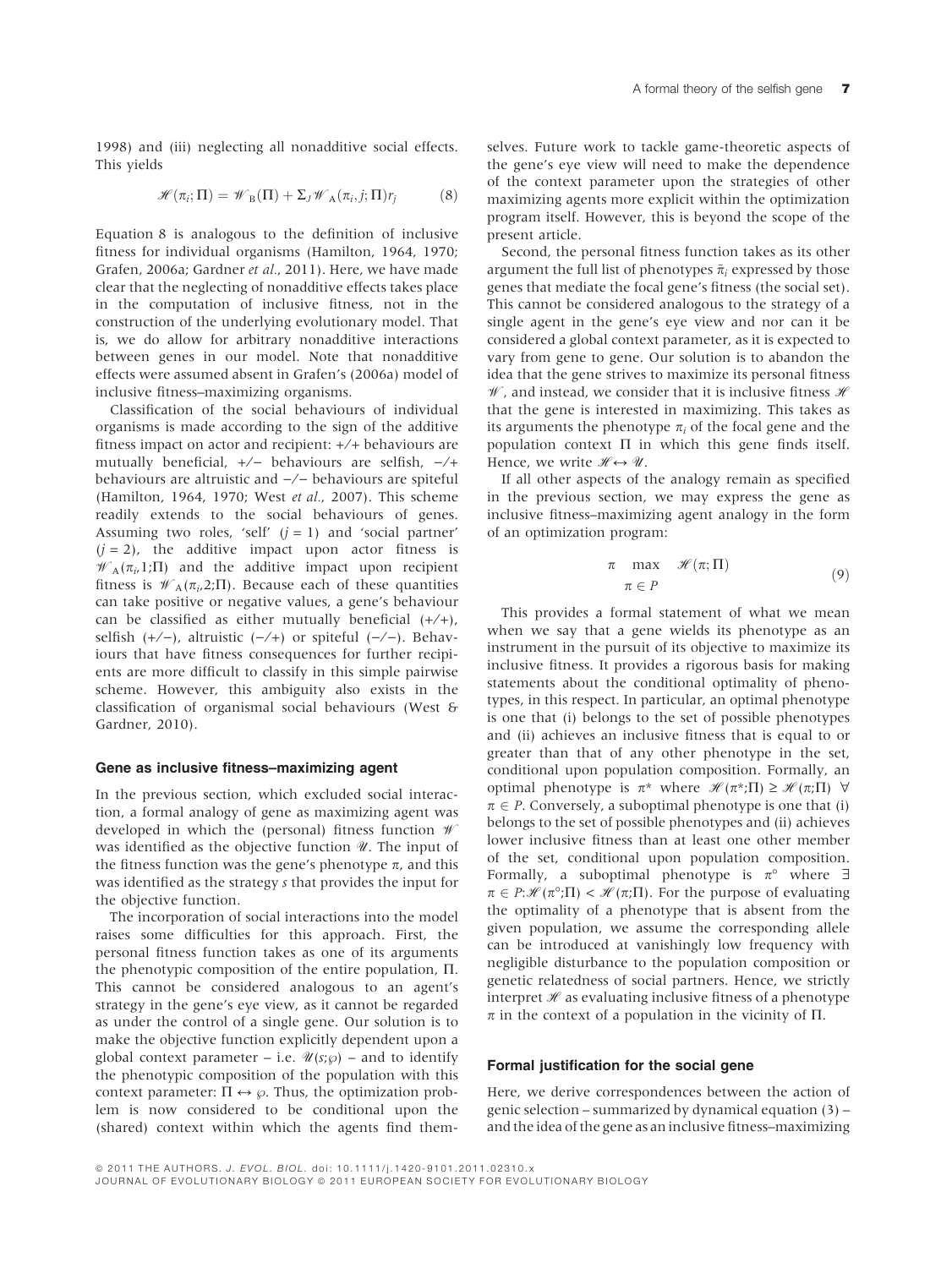1998) and (iii) neglecting all nonadditive social effects. This yields

$$\mathscr{H}(\pi_i;\Pi) = \mathscr{W}_{\mathrm{B}}(\Pi) + \Sigma_J \mathscr{W}_{\mathrm{A}}(\pi_i, j; \Pi) r_j \tag{8}$$

Equation 8 is analogous to the definition of inclusive fitness for individual organisms (Hamilton, 1964, 1970; Grafen, 2006a; Gardner *et al.*, 2011). Here, we have made clear that the neglecting of nonadditive effects takes place in the computation of inclusive fitness, not in the construction of the underlying evolutionary model. That is, we do allow for arbitrary nonadditive interactions between genes in our model. Note that nonadditive effects were assumed absent in Grafen's (2006a) model of inclusive fitness–maximizing organisms.

Classification of the social behaviours of individual organisms is made according to the sign of the additive fitness impact on actor and recipient: +/+ behaviours are mutually beneficial, +/− behaviours are selfish, −/+ behaviours are altruistic and −/− behaviours are spiteful (Hamilton, 1964, 1970; West *et al.*, 2007). This scheme readily extends to the social behaviours of genes. Assuming two roles, 'self' ($j = 1$) and 'social partner' ($j = 2$), the additive impact upon actor fitness is $\mathscr{W}_{\mathrm{A}}(\pi_i,1;\Pi)$ and the additive impact upon recipient fitness is $\mathscr{W}_{\mathrm{A}}(\pi_i,2;\Pi)$. Because each of these quantities can take positive or negative values, a gene's behaviour can be classified as either mutually beneficial (+/+), selfish (+/−), altruistic (−/+) or spiteful (−/−). Behaviours that have fitness consequences for further recipients are more difficult to classify in this simple pairwise scheme. However, this ambiguity also exists in the classification of organismal social behaviours (West & Gardner, 2010).

### Gene as inclusive fitness–maximizing agent

In the previous section, which excluded social interaction, a formal analogy of gene as maximizing agent was developed in which the (personal) fitness function $\mathscr{W}$ was identified as the objective function $\mathscr{U}$. The input of the fitness function was the gene's phenotype $\pi$, and this was identified as the strategy $s$ that provides the input for the objective function.

The incorporation of social interactions into the model raises some difficulties for this approach. First, the personal fitness function takes as one of its arguments the phenotypic composition of the entire population, $\Pi$. This cannot be considered analogous to an agent's strategy in the gene's eye view, as it cannot be regarded as under the control of a single gene. Our solution is to make the objective function explicitly dependent upon a global context parameter – i.e. $\mathscr{U}(s;\wp)$ – and to identify the phenotypic composition of the population with this context parameter: $\Pi \leftrightarrow \wp$. Thus, the optimization problem is now considered to be conditional upon the (shared) context within which the agents find themselves. Future work to tackle game-theoretic aspects of the gene's eye view will need to make the dependence of the context parameter upon the strategies of other maximizing agents more explicit within the optimization program itself. However, this is beyond the scope of the present article.

Second, the personal fitness function takes as its other argument the full list of phenotypes $\bar{\pi}_i$ expressed by those genes that mediate the focal gene's fitness (the social set). This cannot be considered analogous to the strategy of a single agent in the gene's eye view and nor can it be considered a global context parameter, as it is expected to vary from gene to gene. Our solution is to abandon the idea that the gene strives to maximize its personal fitness $\mathscr{W}$, and instead, we consider that it is inclusive fitness $\mathscr{H}$ that the gene is interested in maximizing. This takes as its arguments the phenotype $\pi_i$ of the focal gene and the population context $\Pi$ in which this gene finds itself. Hence, we write $\mathscr{H} \leftrightarrow \mathscr{U}$.

If all other aspects of the analogy remain as specified in the previous section, we may express the gene as inclusive fitness–maximizing agent analogy in the form of an optimization program:

$$\begin{array}{ll} \pi & \max \quad \mathscr{H}(\pi;\Pi) \\ \pi \in P & \end{array} \tag{9}$$

This provides a formal statement of what we mean when we say that a gene wields its phenotype as an instrument in the pursuit of its objective to maximize its inclusive fitness. It provides a rigorous basis for making statements about the conditional optimality of phenotypes, in this respect. In particular, an optimal phenotype is one that (i) belongs to the set of possible phenotypes and (ii) achieves an inclusive fitness that is equal to or greater than that of any other phenotype in the set, conditional upon population composition. Formally, an optimal phenotype is $\pi^*$ where $\mathscr{H}(\pi^*;\Pi) \geq \mathscr{H}(\pi;\Pi)\ \forall\ \pi \in P$. Conversely, a suboptimal phenotype is one that (i) belongs to the set of possible phenotypes and (ii) achieves lower inclusive fitness than at least one other member of the set, conditional upon population composition. Formally, a suboptimal phenotype is $\pi^\circ$ where $\exists\ \pi \in P{:}\mathscr{H}(\pi^\circ;\Pi) < \mathscr{H}(\pi;\Pi)$. For the purpose of evaluating the optimality of a phenotype that is absent from the given population, we assume the corresponding allele can be introduced at vanishingly low frequency with negligible disturbance to the population composition or genetic relatedness of social partners. Hence, we strictly interpret $\mathscr{H}$ as evaluating inclusive fitness of a phenotype $\pi$ in the context of a population in the vicinity of $\Pi$.

### Formal justification for the social gene

Here, we derive correspondences between the action of genic selection – summarized by dynamical equation (3) – and the idea of the gene as an inclusive fitness–maximizing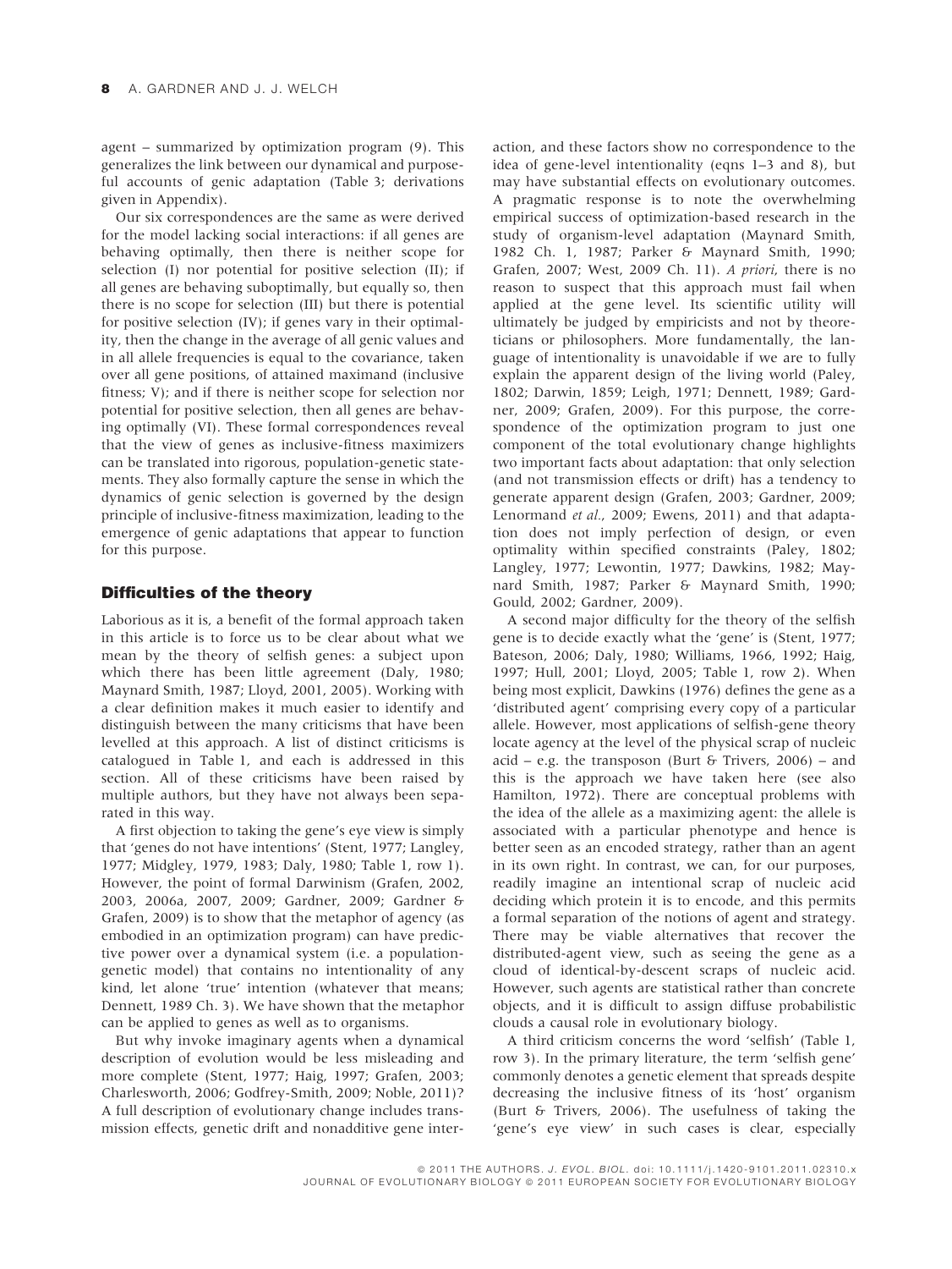agent – summarized by optimization program (9). This generalizes the link between our dynamical and purposeful accounts of genic adaptation (Table 3; derivations given in Appendix).

Our six correspondences are the same as were derived for the model lacking social interactions: if all genes are behaving optimally, then there is neither scope for selection (I) nor potential for positive selection (II); if all genes are behaving suboptimally, but equally so, then there is no scope for selection (III) but there is potential for positive selection (IV); if genes vary in their optimality, then the change in the average of all genic values and in all allele frequencies is equal to the covariance, taken over all gene positions, of attained maximand (inclusive fitness; V); and if there is neither scope for selection nor potential for positive selection, then all genes are behaving optimally (VI). These formal correspondences reveal that the view of genes as inclusive-fitness maximizers can be translated into rigorous, population-genetic statements. They also formally capture the sense in which the dynamics of genic selection is governed by the design principle of inclusive-fitness maximization, leading to the emergence of genic adaptations that appear to function for this purpose.

## Difficulties of the theory

Laborious as it is, a benefit of the formal approach taken in this article is to force us to be clear about what we mean by the theory of selfish genes: a subject upon which there has been little agreement (Daly, 1980; Maynard Smith, 1987; Lloyd, 2001, 2005). Working with a clear definition makes it much easier to identify and distinguish between the many criticisms that have been levelled at this approach. A list of distinct criticisms is catalogued in Table 1, and each is addressed in this section. All of these criticisms have been raised by multiple authors, but they have not always been separated in this way.

A first objection to taking the gene's eye view is simply that 'genes do not have intentions' (Stent, 1977; Langley, 1977; Midgley, 1979, 1983; Daly, 1980; Table 1, row 1). However, the point of formal Darwinism (Grafen, 2002, 2003, 2006a, 2007, 2009; Gardner, 2009; Gardner & Grafen, 2009) is to show that the metaphor of agency (as embodied in an optimization program) can have predictive power over a dynamical system (i.e. a population-genetic model) that contains no intentionality of any kind, let alone 'true' intention (whatever that means; Dennett, 1989 Ch. 3). We have shown that the metaphor can be applied to genes as well as to organisms.

But why invoke imaginary agents when a dynamical description of evolution would be less misleading and more complete (Stent, 1977; Haig, 1997; Grafen, 2003; Charlesworth, 2006; Godfrey-Smith, 2009; Noble, 2011)? A full description of evolutionary change includes transmission effects, genetic drift and nonadditive gene interaction, and these factors show no correspondence to the idea of gene-level intentionality (eqns 1–3 and 8), but may have substantial effects on evolutionary outcomes. A pragmatic response is to note the overwhelming empirical success of optimization-based research in the study of organism-level adaptation (Maynard Smith, 1982 Ch. 1, 1987; Parker & Maynard Smith, 1990; Grafen, 2007; West, 2009 Ch. 11). *A priori*, there is no reason to suspect that this approach must fail when applied at the gene level. Its scientific utility will ultimately be judged by empiricists and not by theoreticians or philosophers. More fundamentally, the language of intentionality is unavoidable if we are to fully explain the apparent design of the living world (Paley, 1802; Darwin, 1859; Leigh, 1971; Dennett, 1989; Gardner, 2009; Grafen, 2009). For this purpose, the correspondence of the optimization program to just one component of the total evolutionary change highlights two important facts about adaptation: that only selection (and not transmission effects or drift) has a tendency to generate apparent design (Grafen, 2003; Gardner, 2009; Lenormand *et al*., 2009; Ewens, 2011) and that adaptation does not imply perfection of design, or even optimality within specified constraints (Paley, 1802; Langley, 1977; Lewontin, 1977; Dawkins, 1982; Maynard Smith, 1987; Parker & Maynard Smith, 1990; Gould, 2002; Gardner, 2009).

A second major difficulty for the theory of the selfish gene is to decide exactly what the 'gene' is (Stent, 1977; Bateson, 2006; Daly, 1980; Williams, 1966, 1992; Haig, 1997; Hull, 2001; Lloyd, 2005; Table 1, row 2). When being most explicit, Dawkins (1976) defines the gene as a 'distributed agent' comprising every copy of a particular allele. However, most applications of selfish-gene theory locate agency at the level of the physical scrap of nucleic acid – e.g. the transposon (Burt & Trivers, 2006) – and this is the approach we have taken here (see also Hamilton, 1972). There are conceptual problems with the idea of the allele as a maximizing agent: the allele is associated with a particular phenotype and hence is better seen as an encoded strategy, rather than an agent in its own right. In contrast, we can, for our purposes, readily imagine an intentional scrap of nucleic acid deciding which protein it is to encode, and this permits a formal separation of the notions of agent and strategy. There may be viable alternatives that recover the distributed-agent view, such as seeing the gene as a cloud of identical-by-descent scraps of nucleic acid. However, such agents are statistical rather than concrete objects, and it is difficult to assign diffuse probabilistic clouds a causal role in evolutionary biology.

A third criticism concerns the word 'selfish' (Table 1, row 3). In the primary literature, the term 'selfish gene' commonly denotes a genetic element that spreads despite decreasing the inclusive fitness of its 'host' organism (Burt & Trivers, 2006). The usefulness of taking the 'gene's eye view' in such cases is clear, especially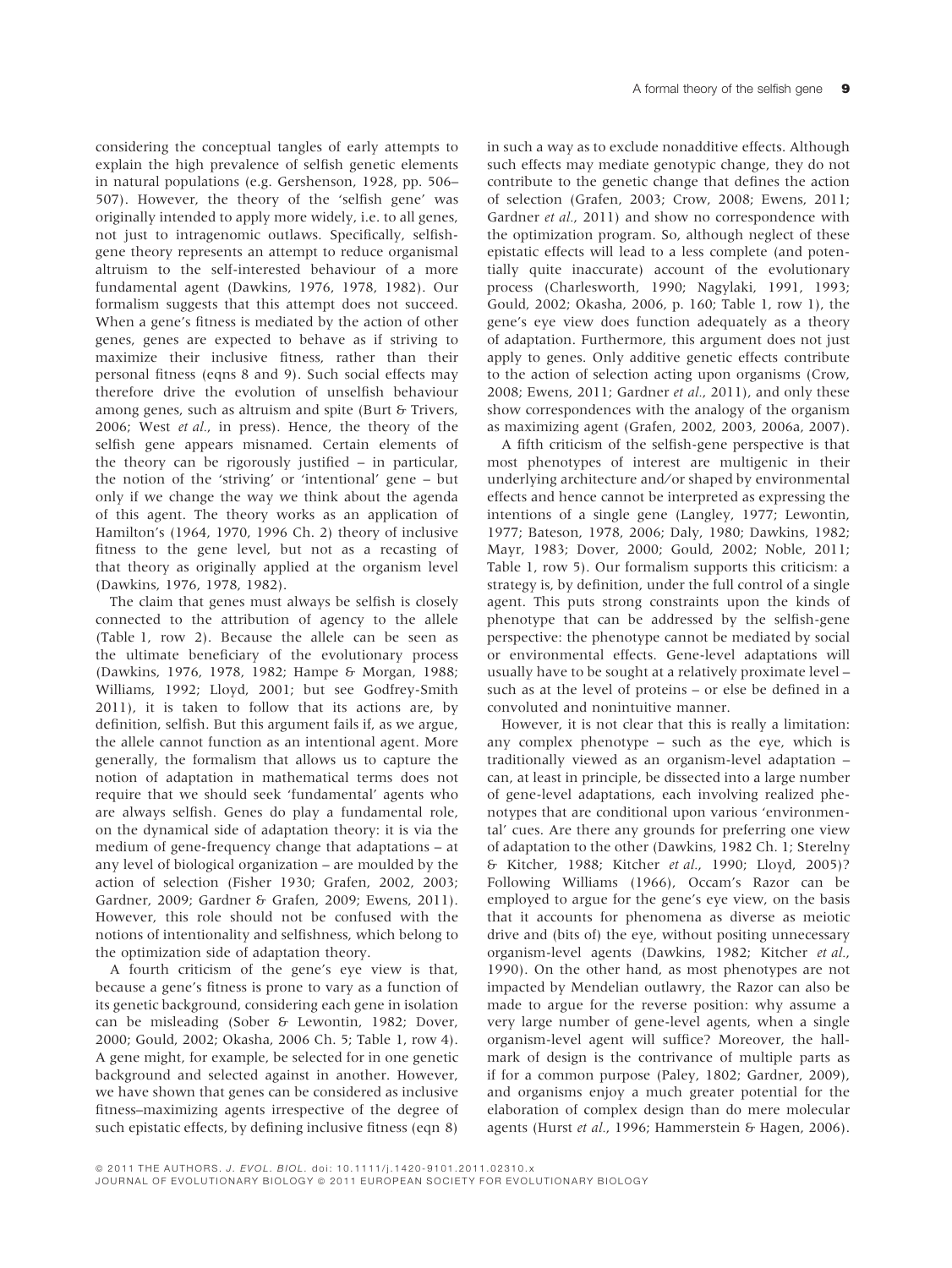considering the conceptual tangles of early attempts to explain the high prevalence of selfish genetic elements in natural populations (e.g. Gershenson, 1928, pp. 506–507). However, the theory of the 'selfish gene' was originally intended to apply more widely, i.e. to all genes, not just to intragenomic outlaws. Specifically, selfish-gene theory represents an attempt to reduce organismal altruism to the self-interested behaviour of a more fundamental agent (Dawkins, 1976, 1978, 1982). Our formalism suggests that this attempt does not succeed. When a gene's fitness is mediated by the action of other genes, genes are expected to behave as if striving to maximize their inclusive fitness, rather than their personal fitness (eqns 8 and 9). Such social effects may therefore drive the evolution of unselfish behaviour among genes, such as altruism and spite (Burt & Trivers, 2006; West *et al.*, in press). Hence, the theory of the selfish gene appears misnamed. Certain elements of the theory can be rigorously justified – in particular, the notion of the 'striving' or 'intentional' gene – but only if we change the way we think about the agenda of this agent. The theory works as an application of Hamilton's (1964, 1970, 1996 Ch. 2) theory of inclusive fitness to the gene level, but not as a recasting of that theory as originally applied at the organism level (Dawkins, 1976, 1978, 1982).

The claim that genes must always be selfish is closely connected to the attribution of agency to the allele (Table 1, row 2). Because the allele can be seen as the ultimate beneficiary of the evolutionary process (Dawkins, 1976, 1978, 1982; Hampe & Morgan, 1988; Williams, 1992; Lloyd, 2001; but see Godfrey-Smith 2011), it is taken to follow that its actions are, by definition, selfish. But this argument fails if, as we argue, the allele cannot function as an intentional agent. More generally, the formalism that allows us to capture the notion of adaptation in mathematical terms does not require that we should seek 'fundamental' agents who are always selfish. Genes do play a fundamental role, on the dynamical side of adaptation theory: it is via the medium of gene-frequency change that adaptations – at any level of biological organization – are moulded by the action of selection (Fisher 1930; Grafen, 2002, 2003; Gardner, 2009; Gardner & Grafen, 2009; Ewens, 2011). However, this role should not be confused with the notions of intentionality and selfishness, which belong to the optimization side of adaptation theory.

A fourth criticism of the gene's eye view is that, because a gene's fitness is prone to vary as a function of its genetic background, considering each gene in isolation can be misleading (Sober & Lewontin, 1982; Dover, 2000; Gould, 2002; Okasha, 2006 Ch. 5; Table 1, row 4). A gene might, for example, be selected for in one genetic background and selected against in another. However, we have shown that genes can be considered as inclusive fitness–maximizing agents irrespective of the degree of such epistatic effects, by defining inclusive fitness (eqn 8) in such a way as to exclude nonadditive effects. Although such effects may mediate genotypic change, they do not contribute to the genetic change that defines the action of selection (Grafen, 2003; Crow, 2008; Ewens, 2011; Gardner *et al.*, 2011) and show no correspondence with the optimization program. So, although neglect of these epistatic effects will lead to a less complete (and potentially quite inaccurate) account of the evolutionary process (Charlesworth, 1990; Nagylaki, 1991, 1993; Gould, 2002; Okasha, 2006, p. 160; Table 1, row 1), the gene's eye view does function adequately as a theory of adaptation. Furthermore, this argument does not just apply to genes. Only additive genetic effects contribute to the action of selection acting upon organisms (Crow, 2008; Ewens, 2011; Gardner *et al.*, 2011), and only these show correspondences with the analogy of the organism as maximizing agent (Grafen, 2002, 2003, 2006a, 2007).

A fifth criticism of the selfish-gene perspective is that most phenotypes of interest are multigenic in their underlying architecture and/or shaped by environmental effects and hence cannot be interpreted as expressing the intentions of a single gene (Langley, 1977; Lewontin, 1977; Bateson, 1978, 2006; Daly, 1980; Dawkins, 1982; Mayr, 1983; Dover, 2000; Gould, 2002; Noble, 2011; Table 1, row 5). Our formalism supports this criticism: a strategy is, by definition, under the full control of a single agent. This puts strong constraints upon the kinds of phenotype that can be addressed by the selfish-gene perspective: the phenotype cannot be mediated by social or environmental effects. Gene-level adaptations will usually have to be sought at a relatively proximate level – such as at the level of proteins – or else be defined in a convoluted and nonintuitive manner.

However, it is not clear that this is really a limitation: any complex phenotype – such as the eye, which is traditionally viewed as an organism-level adaptation – can, at least in principle, be dissected into a large number of gene-level adaptations, each involving realized phenotypes that are conditional upon various 'environmental' cues. Are there any grounds for preferring one view of adaptation to the other (Dawkins, 1982 Ch. 1; Sterelny & Kitcher, 1988; Kitcher *et al.*, 1990; Lloyd, 2005)? Following Williams (1966), Occam's Razor can be employed to argue for the gene's eye view, on the basis that it accounts for phenomena as diverse as meiotic drive and (bits of) the eye, without positing unnecessary organism-level agents (Dawkins, 1982; Kitcher *et al.*, 1990). On the other hand, as most phenotypes are not impacted by Mendelian outlawry, the Razor can also be made to argue for the reverse position: why assume a very large number of gene-level agents, when a single organism-level agent will suffice? Moreover, the hallmark of design is the contrivance of multiple parts as if for a common purpose (Paley, 1802; Gardner, 2009), and organisms enjoy a much greater potential for the elaboration of complex design than do mere molecular agents (Hurst *et al.*, 1996; Hammerstein & Hagen, 2006).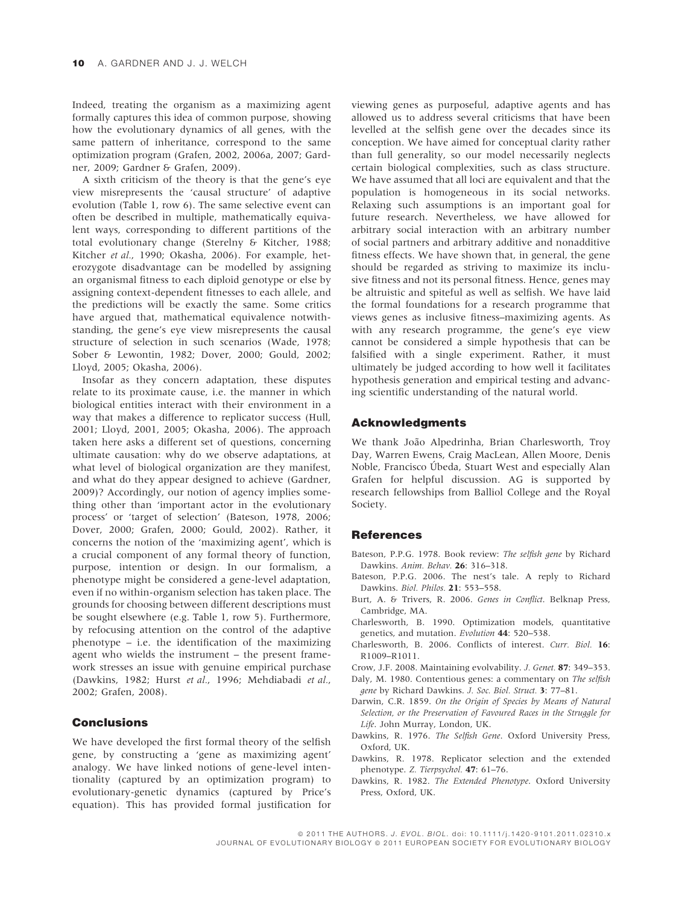Indeed, treating the organism as a maximizing agent formally captures this idea of common purpose, showing how the evolutionary dynamics of all genes, with the same pattern of inheritance, correspond to the same optimization program (Grafen, 2002, 2006a, 2007; Gardner, 2009; Gardner & Grafen, 2009).

A sixth criticism of the theory is that the gene's eye view misrepresents the 'causal structure' of adaptive evolution (Table 1, row 6). The same selective event can often be described in multiple, mathematically equivalent ways, corresponding to different partitions of the total evolutionary change (Sterelny & Kitcher, 1988; Kitcher *et al.*, 1990; Okasha, 2006). For example, heterozygote disadvantage can be modelled by assigning an organismal fitness to each diploid genotype or else by assigning context-dependent fitnesses to each allele, and the predictions will be exactly the same. Some critics have argued that, mathematical equivalence notwithstanding, the gene's eye view misrepresents the causal structure of selection in such scenarios (Wade, 1978; Sober & Lewontin, 1982; Dover, 2000; Gould, 2002; Lloyd, 2005; Okasha, 2006).

Insofar as they concern adaptation, these disputes relate to its proximate cause, i.e. the manner in which biological entities interact with their environment in a way that makes a difference to replicator success (Hull, 2001; Lloyd, 2001, 2005; Okasha, 2006). The approach taken here asks a different set of questions, concerning ultimate causation: why do we observe adaptations, at what level of biological organization are they manifest, and what do they appear designed to achieve (Gardner, 2009)? Accordingly, our notion of agency implies something other than 'important actor in the evolutionary process' or 'target of selection' (Bateson, 1978, 2006; Dover, 2000; Grafen, 2000; Gould, 2002). Rather, it concerns the notion of the 'maximizing agent', which is a crucial component of any formal theory of function, purpose, intention or design. In our formalism, a phenotype might be considered a gene-level adaptation, even if no within-organism selection has taken place. The grounds for choosing between different descriptions must be sought elsewhere (e.g. Table 1, row 5). Furthermore, by refocusing attention on the control of the adaptive phenotype – i.e. the identification of the maximizing agent who wields the instrument – the present framework stresses an issue with genuine empirical purchase (Dawkins, 1982; Hurst *et al.*, 1996; Mehdiabadi *et al.*, 2002; Grafen, 2008).

## Conclusions

We have developed the first formal theory of the selfish gene, by constructing a 'gene as maximizing agent' analogy. We have linked notions of gene-level intentionality (captured by an optimization program) to evolutionary-genetic dynamics (captured by Price's equation). This has provided formal justification for viewing genes as purposeful, adaptive agents and has allowed us to address several criticisms that have been levelled at the selfish gene over the decades since its conception. We have aimed for conceptual clarity rather than full generality, so our model necessarily neglects certain biological complexities, such as class structure. We have assumed that all loci are equivalent and that the population is homogeneous in its social networks. Relaxing such assumptions is an important goal for future research. Nevertheless, we have allowed for arbitrary social interaction with an arbitrary number of social partners and arbitrary additive and nonadditive fitness effects. We have shown that, in general, the gene should be regarded as striving to maximize its inclusive fitness and not its personal fitness. Hence, genes may be altruistic and spiteful as well as selfish. We have laid the formal foundations for a research programme that views genes as inclusive fitness–maximizing agents. As with any research programme, the gene's eye view cannot be considered a simple hypothesis that can be falsified with a single experiment. Rather, it must ultimately be judged according to how well it facilitates hypothesis generation and empirical testing and advancing scientific understanding of the natural world.

## Acknowledgments

We thank João Alpedrinha, Brian Charlesworth, Troy Day, Warren Ewens, Craig MacLean, Allen Moore, Denis Noble, Francisco Úbeda, Stuart West and especially Alan Grafen for helpful discussion. AG is supported by research fellowships from Balliol College and the Royal Society.

## References

Bateson, P.P.G. 1978. Book review: *The selfish gene* by Richard Dawkins. *Anim. Behav.* **26**: 316–318.

Bateson, P.P.G. 2006. The nest's tale. A reply to Richard Dawkins. *Biol. Philos.* **21**: 553–558.

Burt, A. & Trivers, R. 2006. *Genes in Conflict*. Belknap Press, Cambridge, MA.

Charlesworth, B. 1990. Optimization models, quantitative genetics, and mutation. *Evolution* **44**: 520–538.

Charlesworth, B. 2006. Conflicts of interest. *Curr. Biol.* **16**: R1009–R1011.

Crow, J.F. 2008. Maintaining evolvability. *J. Genet.* **87**: 349–353.

Daly, M. 1980. Contentious genes: a commentary on *The selfish gene* by Richard Dawkins. *J. Soc. Biol. Struct.* **3**: 77–81.

Darwin, C.R. 1859. *On the Origin of Species by Means of Natural Selection, or the Preservation of Favoured Races in the Struggle for Life*. John Murray, London, UK.

Dawkins, R. 1976. *The Selfish Gene*. Oxford University Press, Oxford, UK.

Dawkins, R. 1978. Replicator selection and the extended phenotype. *Z. Tierpsychol.* **47**: 61–76.

Dawkins, R. 1982. *The Extended Phenotype*. Oxford University Press, Oxford, UK.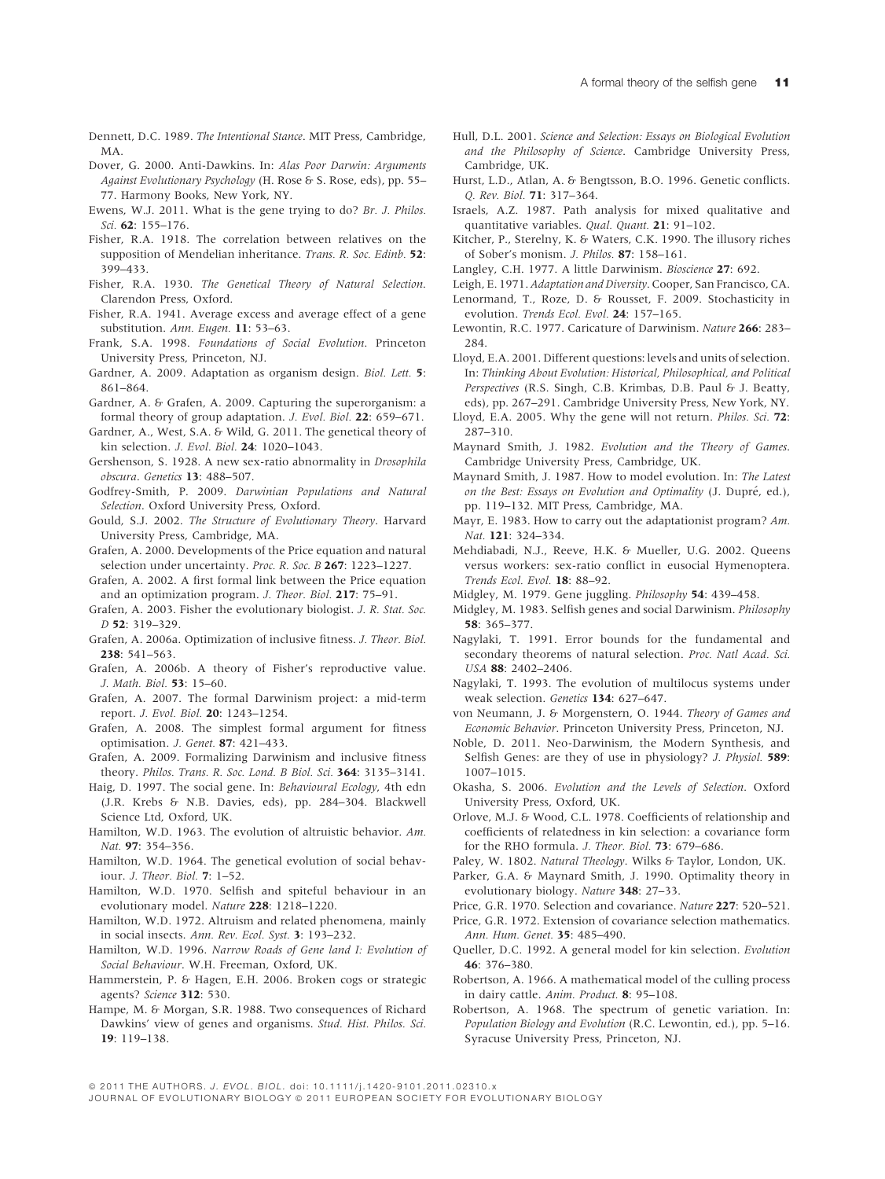Dennett, D.C. 1989. *The Intentional Stance*. MIT Press, Cambridge, MA.

Dover, G. 2000. Anti-Dawkins. In: *Alas Poor Darwin: Arguments Against Evolutionary Psychology* (H. Rose & S. Rose, eds), pp. 55–77. Harmony Books, New York, NY.

Ewens, W.J. 2011. What is the gene trying to do? *Br. J. Philos. Sci.* **62**: 155–176.

Fisher, R.A. 1918. The correlation between relatives on the supposition of Mendelian inheritance. *Trans. R. Soc. Edinb.* **52**: 399–433.

Fisher, R.A. 1930. *The Genetical Theory of Natural Selection*. Clarendon Press, Oxford.

Fisher, R.A. 1941. Average excess and average effect of a gene substitution. *Ann. Eugen.* **11**: 53–63.

Frank, S.A. 1998. *Foundations of Social Evolution*. Princeton University Press, Princeton, NJ.

Gardner, A. 2009. Adaptation as organism design. *Biol. Lett.* **5**: 861–864.

Gardner, A. & Grafen, A. 2009. Capturing the superorganism: a formal theory of group adaptation. *J. Evol. Biol.* **22**: 659–671.

Gardner, A., West, S.A. & Wild, G. 2011. The genetical theory of kin selection. *J. Evol. Biol.* **24**: 1020–1043.

Gershenson, S. 1928. A new sex-ratio abnormality in *Drosophila obscura*. *Genetics* **13**: 488–507.

Godfrey-Smith, P. 2009. *Darwinian Populations and Natural Selection*. Oxford University Press, Oxford.

Gould, S.J. 2002. *The Structure of Evolutionary Theory*. Harvard University Press, Cambridge, MA.

Grafen, A. 2000. Developments of the Price equation and natural selection under uncertainty. *Proc. R. Soc. B* **267**: 1223–1227.

Grafen, A. 2002. A first formal link between the Price equation and an optimization program. *J. Theor. Biol.* **217**: 75–91.

Grafen, A. 2003. Fisher the evolutionary biologist. *J. R. Stat. Soc. D* **52**: 319–329.

Grafen, A. 2006a. Optimization of inclusive fitness. *J. Theor. Biol.* **238**: 541–563.

Grafen, A. 2006b. A theory of Fisher's reproductive value. *J. Math. Biol.* **53**: 15–60.

Grafen, A. 2007. The formal Darwinism project: a mid-term report. *J. Evol. Biol.* **20**: 1243–1254.

Grafen, A. 2008. The simplest formal argument for fitness optimisation. *J. Genet.* **87**: 421–433.

Grafen, A. 2009. Formalizing Darwinism and inclusive fitness theory. *Philos. Trans. R. Soc. Lond. B Biol. Sci.* **364**: 3135–3141.

Haig, D. 1997. The social gene. In: *Behavioural Ecology*, 4th edn (J.R. Krebs & N.B. Davies, eds), pp. 284–304. Blackwell Science Ltd, Oxford, UK.

Hamilton, W.D. 1963. The evolution of altruistic behavior. *Am. Nat.* **97**: 354–356.

Hamilton, W.D. 1964. The genetical evolution of social behaviour. *J. Theor. Biol.* **7**: 1–52.

Hamilton, W.D. 1970. Selfish and spiteful behaviour in an evolutionary model. *Nature* **228**: 1218–1220.

Hamilton, W.D. 1972. Altruism and related phenomena, mainly in social insects. *Ann. Rev. Ecol. Syst.* **3**: 193–232.

Hamilton, W.D. 1996. *Narrow Roads of Gene land I: Evolution of Social Behaviour*. W.H. Freeman, Oxford, UK.

Hammerstein, P. & Hagen, E.H. 2006. Broken cogs or strategic agents? *Science* **312**: 530.

Hampe, M. & Morgan, S.R. 1988. Two consequences of Richard Dawkins' view of genes and organisms. *Stud. Hist. Philos. Sci.* **19**: 119–138.

Hull, D.L. 2001. *Science and Selection: Essays on Biological Evolution and the Philosophy of Science*. Cambridge University Press, Cambridge, UK.

Hurst, L.D., Atlan, A. & Bengtsson, B.O. 1996. Genetic conflicts. *Q. Rev. Biol.* **71**: 317–364.

Israels, A.Z. 1987. Path analysis for mixed qualitative and quantitative variables. *Qual. Quant.* **21**: 91–102.

Kitcher, P., Sterelny, K. & Waters, C.K. 1990. The illusory riches of Sober's monism. *J. Philos.* **87**: 158–161.

Langley, C.H. 1977. A little Darwinism. *Bioscience* **27**: 692.

Leigh, E. 1971. *Adaptation and Diversity*. Cooper, San Francisco, CA.

Lenormand, T., Roze, D. & Rousset, F. 2009. Stochasticity in evolution. *Trends Ecol. Evol.* **24**: 157–165.

Lewontin, R.C. 1977. Caricature of Darwinism. *Nature* **266**: 283–284.

Lloyd, E.A. 2001. Different questions: levels and units of selection. In: *Thinking About Evolution: Historical, Philosophical, and Political Perspectives* (R.S. Singh, C.B. Krimbas, D.B. Paul & J. Beatty, eds), pp. 267–291. Cambridge University Press, New York, NY.

Lloyd, E.A. 2005. Why the gene will not return. *Philos. Sci.* **72**: 287–310.

Maynard Smith, J. 1982. *Evolution and the Theory of Games*. Cambridge University Press, Cambridge, UK.

Maynard Smith, J. 1987. How to model evolution. In: *The Latest on the Best: Essays on Evolution and Optimality* (J. Dupré, ed.), pp. 119–132. MIT Press, Cambridge, MA.

Mayr, E. 1983. How to carry out the adaptationist program? *Am. Nat.* **121**: 324–334.

Mehdiabadi, N.J., Reeve, H.K. & Mueller, U.G. 2002. Queens versus workers: sex-ratio conflict in eusocial Hymenoptera. *Trends Ecol. Evol.* **18**: 88–92.

Midgley, M. 1979. Gene juggling. *Philosophy* **54**: 439–458.

Midgley, M. 1983. Selfish genes and social Darwinism. *Philosophy* **58**: 365–377.

Nagylaki, T. 1991. Error bounds for the fundamental and secondary theorems of natural selection. *Proc. Natl Acad. Sci. USA* **88**: 2402–2406.

Nagylaki, T. 1993. The evolution of multilocus systems under weak selection. *Genetics* **134**: 627–647.

von Neumann, J. & Morgenstern, O. 1944. *Theory of Games and Economic Behavior*. Princeton University Press, Princeton, NJ.

Noble, D. 2011. Neo-Darwinism, the Modern Synthesis, and Selfish Genes: are they of use in physiology? *J. Physiol.* **589**: 1007–1015.

Okasha, S. 2006. *Evolution and the Levels of Selection*. Oxford University Press, Oxford, UK.

Orlove, M.J. & Wood, C.L. 1978. Coefficients of relationship and coefficients of relatedness in kin selection: a covariance form for the RHO formula. *J. Theor. Biol.* **73**: 679–686.

Paley, W. 1802. *Natural Theology*. Wilks & Taylor, London, UK.

Parker, G.A. & Maynard Smith, J. 1990. Optimality theory in evolutionary biology. *Nature* **348**: 27–33.

Price, G.R. 1970. Selection and covariance. *Nature* **227**: 520–521.

Price, G.R. 1972. Extension of covariance selection mathematics. *Ann. Hum. Genet.* **35**: 485–490.

Queller, D.C. 1992. A general model for kin selection. *Evolution* **46**: 376–380.

Robertson, A. 1966. A mathematical model of the culling process in dairy cattle. *Anim. Product.* **8**: 95–108.

Robertson, A. 1968. The spectrum of genetic variation. In: *Population Biology and Evolution* (R.C. Lewontin, ed.), pp. 5–16. Syracuse University Press, Princeton, NJ.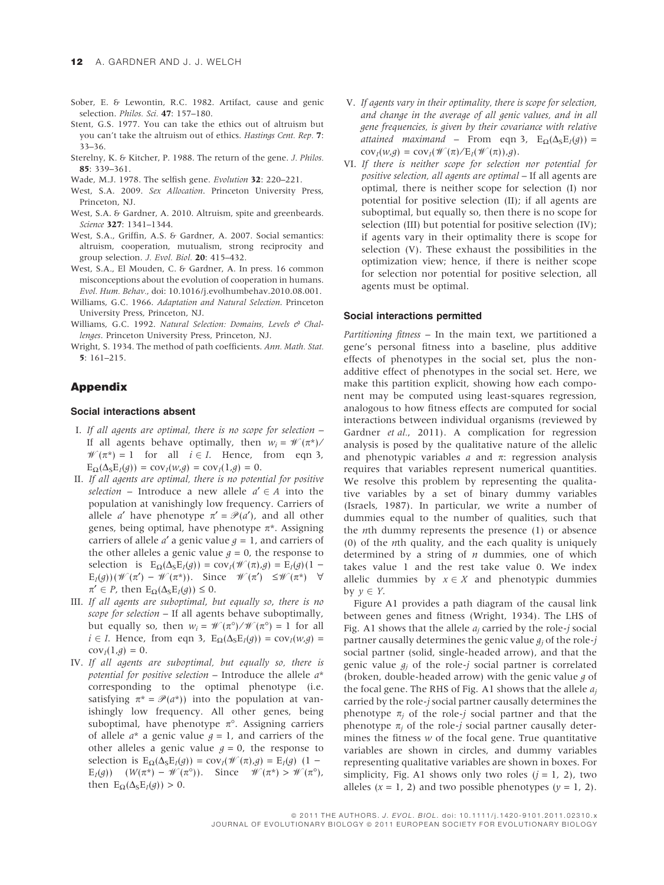Sober, E. & Lewontin, R.C. 1982. Artifact, cause and genic selection. *Philos. Sci.* **47**: 157–180.

Stent, G.S. 1977. You can take the ethics out of altruism but you can't take the altruism out of ethics. *Hastings Cent. Rep.* **7**: 33–36.

Sterelny, K. & Kitcher, P. 1988. The return of the gene. *J. Philos.* **85**: 339–361.

Wade, M.J. 1978. The selfish gene. *Evolution* **32**: 220–221.

West, S.A. 2009. *Sex Allocation*. Princeton University Press, Princeton, NJ.

West, S.A. & Gardner, A. 2010. Altruism, spite and greenbeards. *Science* **327**: 1341–1344.

West, S.A., Griffin, A.S. & Gardner, A. 2007. Social semantics: altruism, cooperation, mutualism, strong reciprocity and group selection. *J. Evol. Biol.* **20**: 415–432.

West, S.A., El Mouden, C. & Gardner, A. In press. 16 common misconceptions about the evolution of cooperation in humans. *Evol. Hum. Behav.*, doi: 10.1016/j.evolhumbehav.2010.08.001.

Williams, G.C. 1966. *Adaptation and Natural Selection*. Princeton University Press, Princeton, NJ.

Williams, G.C. 1992. *Natural Selection: Domains, Levels & Challenges*. Princeton University Press, Princeton, NJ.

Wright, S. 1934. The method of path coefficients. *Ann. Math. Stat.* **5**: 161–215.

## Appendix

### Social interactions absent

I. *If all agents are optimal, there is no scope for selection* – If all agents behave optimally, then $w_i = \mathscr{W}(\pi^*)/\mathscr{W}(\pi^*) = 1$ for all $i \in I$. Hence, from eqn 3, $E_\Omega(\Delta_S E_I(g)) = \text{cov}_I(w,g) = \text{cov}_I(1,g) = 0$.

II. *If all agents are optimal, there is no potential for positive selection* – Introduce a new allele $a' \in A$ into the population at vanishingly low frequency. Carriers of allele $a'$ have phenotype $\pi' = \mathscr{P}(a')$, and all other genes, being optimal, have phenotype $\pi^*$. Assigning carriers of allele $a'$ a genic value $g = 1$, and carriers of the other alleles a genic value $g = 0$, the response to selection is $E_\Omega(\Delta_S E_I(g)) = \text{cov}_I(\mathscr{W}(\pi),g) = E_I(g)(1 - E_I(g))(\mathscr{W}(\pi') - \mathscr{W}(\pi^*))$. Since $\mathscr{W}(\pi') \leq \mathscr{W}(\pi^*)$ $\forall$ $\pi' \in P$, then $E_\Omega(\Delta_S E_I(g)) \leq 0$.

III. *If all agents are suboptimal, but equally so, there is no scope for selection* – If all agents behave suboptimally, but equally so, then $w_i = \mathscr{W}(\pi^\circ)/\mathscr{W}(\pi^\circ) = 1$ for all $i \in I$. Hence, from eqn 3, $E_\Omega(\Delta_S E_I(g)) = \text{cov}_I(w,g) = \text{cov}_I(1,g) = 0$.

IV. *If all agents are suboptimal, but equally so, there is potential for positive selection* – Introduce the allele $a^*$ corresponding to the optimal phenotype (i.e. satisfying $\pi^* = \mathscr{P}(a^*)$) into the population at vanishingly low frequency. All other genes, being suboptimal, have phenotype $\pi^\circ$. Assigning carriers of allele $a^*$ a genic value $g = 1$, and carriers of the other alleles a genic value $g = 0$, the response to selection is $E_\Omega(\Delta_S E_I(g)) = \text{cov}_I(\mathscr{W}(\pi),g) = E_I(g)$ $(1 - E_I(g))$ $(W(\pi^*) - \mathscr{W}(\pi^\circ))$. Since $\mathscr{W}(\pi^*) > \mathscr{W}(\pi^\circ)$, then $E_\Omega(\Delta_S E_I(g)) > 0$.

V. *If agents vary in their optimality, there is scope for selection, and change in the average of all genic values, and in all gene frequencies, is given by their covariance with relative attained maximand* – From eqn 3, $E_\Omega(\Delta_S E_I(g)) = \text{cov}_I(w,g) = \text{cov}_I(\mathscr{W}(\pi)/E_I(\mathscr{W}(\pi)),g)$.

VI. *If there is neither scope for selection nor potential for positive selection, all agents are optimal* – If all agents are optimal, there is neither scope for selection (I) nor potential for positive selection (II); if all agents are suboptimal, but equally so, then there is no scope for selection (III) but potential for positive selection (IV); if agents vary in their optimality there is scope for selection (V). These exhaust the possibilities in the optimization view; hence, if there is neither scope for selection nor potential for positive selection, all agents must be optimal.

### Social interactions permitted

*Partitioning fitness* – In the main text, we partitioned a gene's personal fitness into a baseline, plus additive effects of phenotypes in the social set, plus the non-additive effect of phenotypes in the social set. Here, we make this partition explicit, showing how each component may be computed using least-squares regression, analogous to how fitness effects are computed for social interactions between individual organisms (reviewed by Gardner *et al.*, 2011). A complication for regression analysis is posed by the qualitative nature of the allelic and phenotypic variables $a$ and $\pi$: regression analysis requires that variables represent numerical quantities. We resolve this problem by representing the qualitative variables by a set of binary dummy variables (Israels, 1987). In particular, we write a number of dummies equal to the number of qualities, such that the $n$th dummy represents the presence (1) or absence (0) of the $n$th quality, and the each quality is uniquely determined by a string of $n$ dummies, one of which takes value 1 and the rest take value 0. We index allelic dummies by $x \in X$ and phenotypic dummies by $y \in Y$.

Figure A1 provides a path diagram of the causal link between genes and fitness (Wright, 1934). The LHS of Fig. A1 shows that the allele $a_j$ carried by the role-$j$ social partner causally determines the genic value $g_j$ of the role-$j$ social partner (solid, single-headed arrow), and that the genic value $g_j$ of the role-$j$ social partner is correlated (broken, double-headed arrow) with the genic value $g$ of the focal gene. The RHS of Fig. A1 shows that the allele $a_j$ carried by the role-$j$ social partner causally determines the phenotype $\pi_j$ of the role-$j$ social partner and that the phenotype $\pi_j$ of the role-$j$ social partner causally determines the fitness $w$ of the focal gene. True quantitative variables are shown in circles, and dummy variables representing qualitative variables are shown in boxes. For simplicity, Fig. A1 shows only two roles ($j = 1, 2$), two alleles ($x = 1, 2$) and two possible phenotypes ($y = 1, 2$).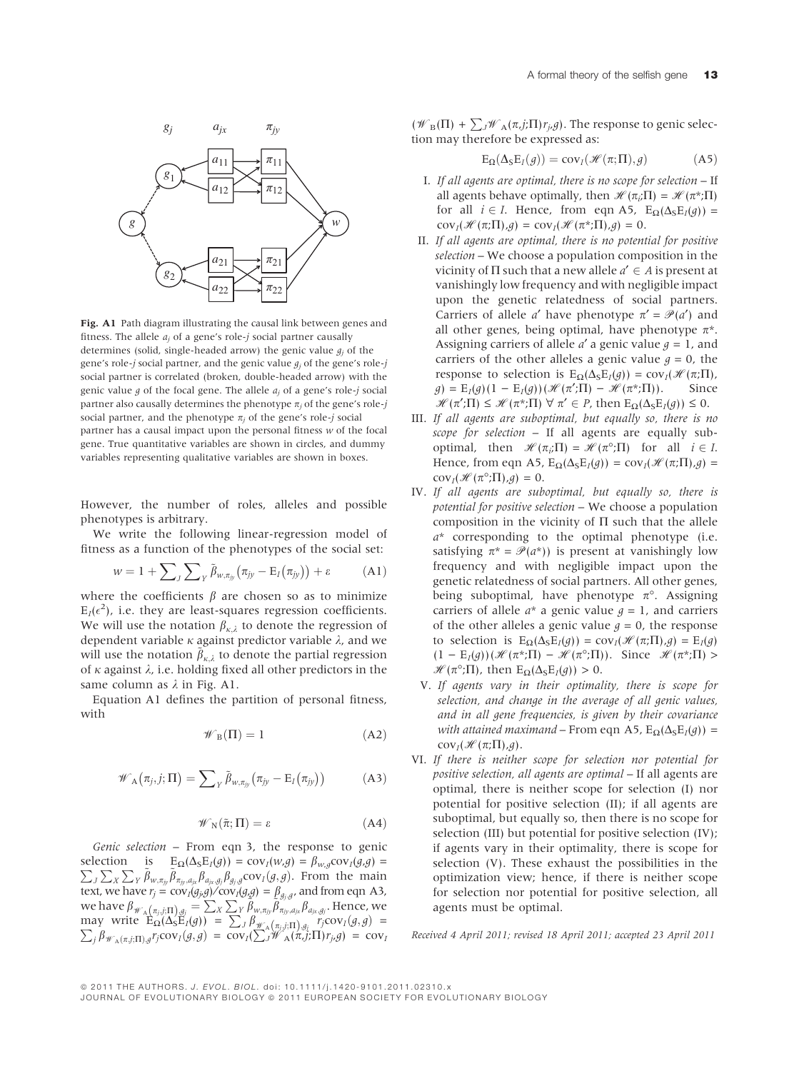Fig. A1 Path diagram illustrating the causal link between genes and fitness. The allele $a_j$ of a gene's role-$j$ social partner causally determines (solid, single-headed arrow) the genic value $g_j$ of the gene's role-$j$ social partner, and the genic value $g_j$ of the gene's role-$j$ social partner is correlated (broken, double-headed arrow) with the genic value $g$ of the focal gene. The allele $a_j$ of a gene's role-$j$ social partner also causally determines the phenotype $\pi_j$ of the gene's role-$j$ social partner, and the phenotype $\pi_j$ of the gene's role-$j$ social partner has a causal impact upon the personal fitness $w$ of the focal gene. True quantitative variables are shown in circles, and dummy variables representing qualitative variables are shown in boxes.

However, the number of roles, alleles and possible phenotypes is arbitrary.

We write the following linear-regression model of fitness as a function of the phenotypes of the social set:

$$w = 1 + \sum_J \sum_Y \bar{\beta}_{w,\pi_{jy}} \left(\pi_{jy} - \mathrm{E}_I\left(\pi_{jy}\right)\right) + \varepsilon \tag{A1}$$

where the coefficients $\beta$ are chosen so as to minimize $\mathrm{E}_I(\epsilon^2)$, i.e. they are least-squares regression coefficients. We will use the notation $\beta_{\kappa,\lambda}$ to denote the regression of dependent variable $\kappa$ against predictor variable $\lambda$, and we will use the notation $\bar{\beta}_{\kappa,\lambda}$ to denote the partial regression of $\kappa$ against $\lambda$, i.e. holding fixed all other predictors in the same column as $\lambda$ in Fig. A1.

Equation A1 defines the partition of personal fitness, with

$$\mathscr{W}_{\mathrm{B}}(\Pi) = 1 \tag{A2}$$

$$\mathscr{W}_{\mathrm{A}}\left(\pi_j, j; \Pi\right) = \sum_Y \bar{\beta}_{w,\pi_{jy}} \left(\pi_{jy} - \mathrm{E}_I\left(\pi_{jy}\right)\right) \tag{A3}$$

$$\mathscr{W}_{\mathrm{N}}(\bar{\pi}; \Pi) = \varepsilon \tag{A4}$$

*Genic selection* – From eqn 3, the response to genic selection is $\mathrm{E}_\Omega(\Delta_\mathrm{S}\mathrm{E}_I(g)) = \mathrm{cov}_I(w,g) = \beta_{w,g}\mathrm{cov}_I(g,g) = \sum_J \sum_X \sum_Y \bar{\beta}_{w,\pi_{jy}} \bar{\beta}_{\pi_{jy},a_{jx}} \beta_{a_{jx},g_j} \beta_{g_j,g} \mathrm{cov}_I(g,g)$. From the main text, we have $r_j = \mathrm{cov}_I(g_j,g)/\mathrm{cov}_I(g,g) = \beta_{g_j,g}$, and from eqn A3, we have $\beta_{\mathscr{W}_\mathrm{A}(\pi_j;j;\Pi),g_j} = \sum_X \sum_Y \bar{\beta}_{w,\pi_{jy}} \bar{\beta}_{\pi_{jy},a_{jx}} \beta_{a_{jx},g_j}$. Hence, we may write $\mathrm{E}_\Omega(\Delta_\mathrm{S}\mathrm{E}_I(g)) = \sum_J \beta_{\mathscr{W}_\mathrm{A}(\pi_j;j;\Pi),g_j} r_j \mathrm{cov}_I(g,g) = \sum_j \beta_{\mathscr{W}_\mathrm{A}(\pi,j;\Pi),g} r_j \mathrm{cov}_I(g,g) = \mathrm{cov}_I(\sum_J \mathscr{W}_\mathrm{A}(\pi,j;\Pi)r_j,g) = \mathrm{cov}_I(\mathscr{W}_\mathrm{B}(\Pi) + \sum_J \mathscr{W}_\mathrm{A}(\pi,j;\Pi)r_j,g)$. The response to genic selection may therefore be expressed as:

$$\mathrm{E}_\Omega(\Delta_\mathrm{S}\mathrm{E}_I(g)) = \mathrm{cov}_I(\mathscr{H}(\pi;\Pi), g) \tag{A5}$$

I. *If all agents are optimal, there is no scope for selection* – If all agents behave optimally, then $\mathscr{H}(\pi_i;\Pi) = \mathscr{H}(\pi^*;\Pi)$ for all $i \in I$. Hence, from eqn A5, $\mathrm{E}_\Omega(\Delta_\mathrm{S}\mathrm{E}_I(g)) = \mathrm{cov}_I(\mathscr{H}(\pi;\Pi),g) = \mathrm{cov}_I(\mathscr{H}(\pi^*;\Pi),g) = 0$.

II. *If all agents are optimal, there is no potential for positive selection* – We choose a population composition in the vicinity of $\Pi$ such that a new allele $a' \in A$ is present at vanishingly low frequency and with negligible impact upon the genetic relatedness of social partners. Carriers of allele $a'$ have phenotype $\pi' = \mathscr{P}(a')$ and all other genes, being optimal, have phenotype $\pi^*$. Assigning carriers of allele $a'$ a genic value $g = 1$, and carriers of the other alleles a genic value $g = 0$, the response to selection is $\mathrm{E}_\Omega(\Delta_\mathrm{S}\mathrm{E}_I(g)) = \mathrm{cov}_I(\mathscr{H}(\pi;\Pi), g) = \mathrm{E}_I(g)(1 - \mathrm{E}_I(g))(\mathscr{H}(\pi';\Pi) - \mathscr{H}(\pi^*;\Pi))$. Since $\mathscr{H}(\pi';\Pi) \leq \mathscr{H}(\pi^*;\Pi)\ \forall\ \pi' \in P$, then $\mathrm{E}_\Omega(\Delta_\mathrm{S}\mathrm{E}_I(g)) \leq 0$.

III. *If all agents are suboptimal, but equally so, there is no scope for selection* – If all agents are equally suboptimal, then $\mathscr{H}(\pi_i;\Pi) = \mathscr{H}(\pi^\circ;\Pi)$ for all $i \in I$. Hence, from eqn A5, $\mathrm{E}_\Omega(\Delta_\mathrm{S}\mathrm{E}_I(g)) = \mathrm{cov}_I(\mathscr{H}(\pi;\Pi),g) = \mathrm{cov}_I(\mathscr{H}(\pi^\circ;\Pi),g) = 0$.

IV. *If all agents are suboptimal, but equally so, there is potential for positive selection* – We choose a population composition in the vicinity of $\Pi$ such that the allele $a^*$ corresponding to the optimal phenotype (i.e. satisfying $\pi^* = \mathscr{P}(a^*)$) is present at vanishingly low frequency and with negligible impact upon the genetic relatedness of social partners. All other genes, being suboptimal, have phenotype $\pi^\circ$. Assigning carriers of allele $a^*$ a genic value $g = 1$, and carriers of the other alleles a genic value $g = 0$, the response to selection is $\mathrm{E}_\Omega(\Delta_\mathrm{S}\mathrm{E}_I(g)) = \mathrm{cov}_I(\mathscr{H}(\pi;\Pi),g) = \mathrm{E}_I(g)(1 - \mathrm{E}_I(g))(\mathscr{H}(\pi^*;\Pi) - \mathscr{H}(\pi^\circ;\Pi))$. Since $\mathscr{H}(\pi^*;\Pi) > \mathscr{H}(\pi^\circ;\Pi)$, then $\mathrm{E}_\Omega(\Delta_\mathrm{S}\mathrm{E}_I(g)) > 0$.

V. *If agents vary in their optimality, there is scope for selection, and change in the average of all genic values, and in all gene frequencies, is given by their covariance with attained maximand* – From eqn A5, $\mathrm{E}_\Omega(\Delta_\mathrm{S}\mathrm{E}_I(g)) = \mathrm{cov}_I(\mathscr{H}(\pi;\Pi),g)$.

VI. *If there is neither scope for selection nor potential for positive selection, all agents are optimal* – If all agents are optimal, there is neither scope for selection (I) nor potential for positive selection (II); if all agents are suboptimal, but equally so, then there is no scope for selection (III) but potential for positive selection (IV); if agents vary in their optimality, there is scope for selection (V). These exhaust the possibilities in the optimization view; hence, if there is neither scope for selection nor potential for positive selection, all agents must be optimal.

*Received 4 April 2011; revised 18 April 2011; accepted 23 April 2011*